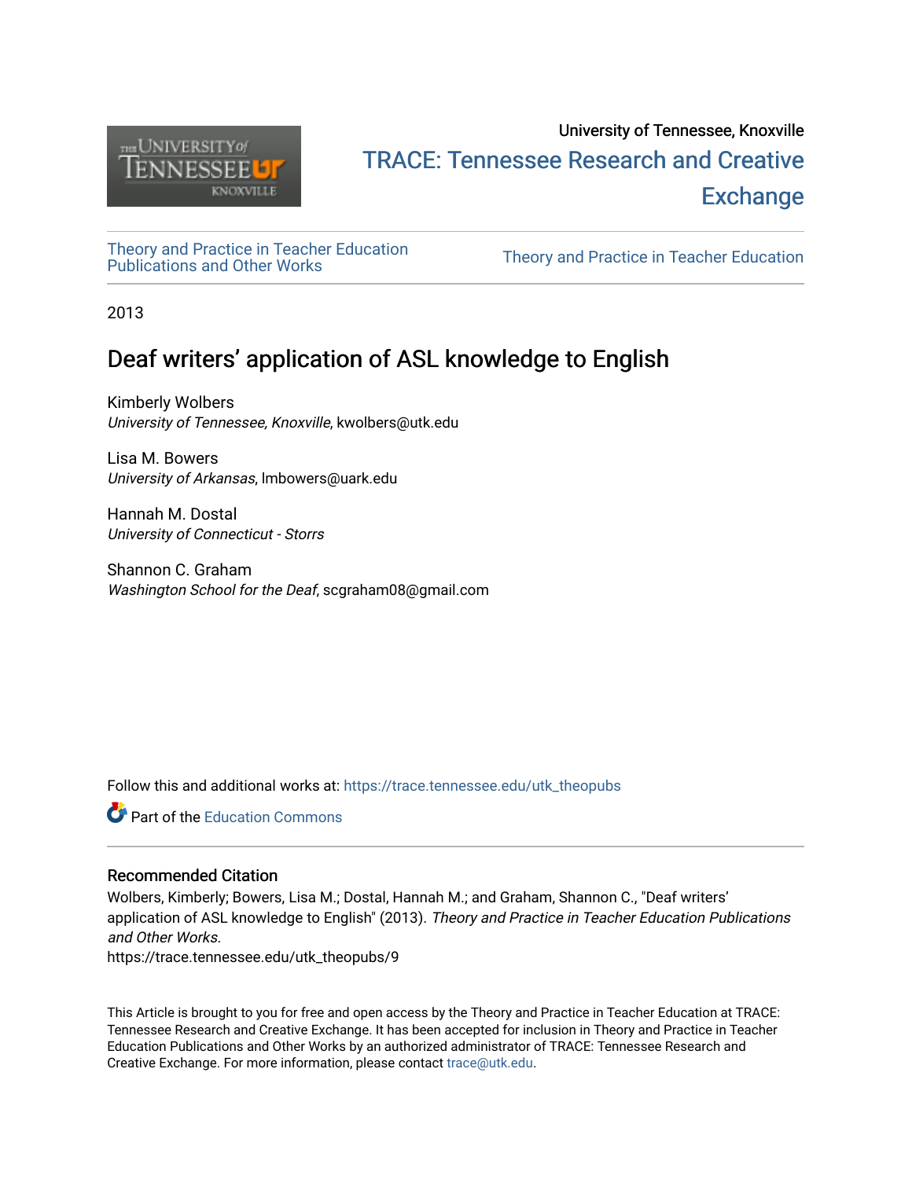University of Tennessee, Knoxville

TRACE: Tennessee Research and Creative Exchange

Theory and Practice in Teacher Education Publications and Other Works

Theory and Practice in Teacher Education

2013

# Deaf writers' application of ASL knowledge to English

Kimberly Wolbers
*University of Tennessee, Knoxville*, kwolbers@utk.edu

Lisa M. Bowers
*University of Arkansas*, lmbowers@uark.edu

Hannah M. Dostal
*University of Connecticut - Storrs*

Shannon C. Graham
*Washington School for the Deaf*, scgraham08@gmail.com

Follow this and additional works at: https://trace.tennessee.edu/utk_theopubs

Part of the Education Commons

### Recommended Citation

Wolbers, Kimberly; Bowers, Lisa M.; Dostal, Hannah M.; and Graham, Shannon C., "Deaf writers' application of ASL knowledge to English" (2013). *Theory and Practice in Teacher Education Publications and Other Works.*
https://trace.tennessee.edu/utk_theopubs/9

This Article is brought to you for free and open access by the Theory and Practice in Teacher Education at TRACE: Tennessee Research and Creative Exchange. It has been accepted for inclusion in Theory and Practice in Teacher Education Publications and Other Works by an authorized administrator of TRACE: Tennessee Research and Creative Exchange. For more information, please contact trace@utk.edu.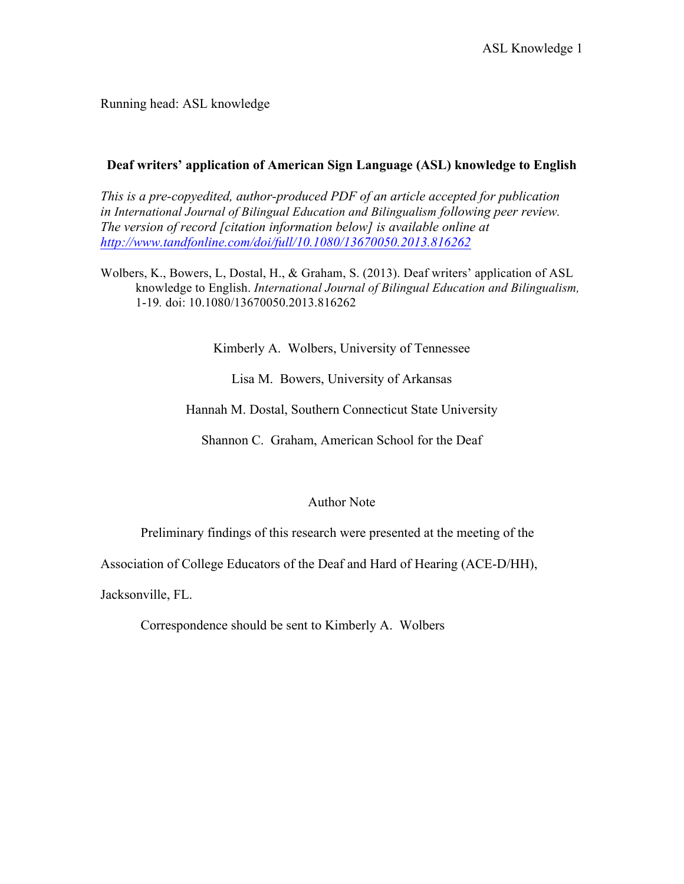Running head: ASL knowledge

**Deaf writers' application of American Sign Language (ASL) knowledge to English**

*This is a pre-copyedited, author-produced PDF of an article accepted for publication in International Journal of Bilingual Education and Bilingualism following peer review. The version of record [citation information below] is available online at* [*http://www.tandfonline.com/doi/full/10.1080/13670050.2013.816262*](http://www.tandfonline.com/doi/full/10.1080/13670050.2013.816262)

Wolbers, K., Bowers, L, Dostal, H., & Graham, S. (2013). Deaf writers' application of ASL knowledge to English. *International Journal of Bilingual Education and Bilingualism,* 1-19. doi: 10.1080/13670050.2013.816262

Kimberly A. Wolbers, University of Tennessee

Lisa M. Bowers, University of Arkansas

Hannah M. Dostal, Southern Connecticut State University

Shannon C. Graham, American School for the Deaf

Author Note

Preliminary findings of this research were presented at the meeting of the Association of College Educators of the Deaf and Hard of Hearing (ACE-D/HH), Jacksonville, FL.

Correspondence should be sent to Kimberly A. Wolbers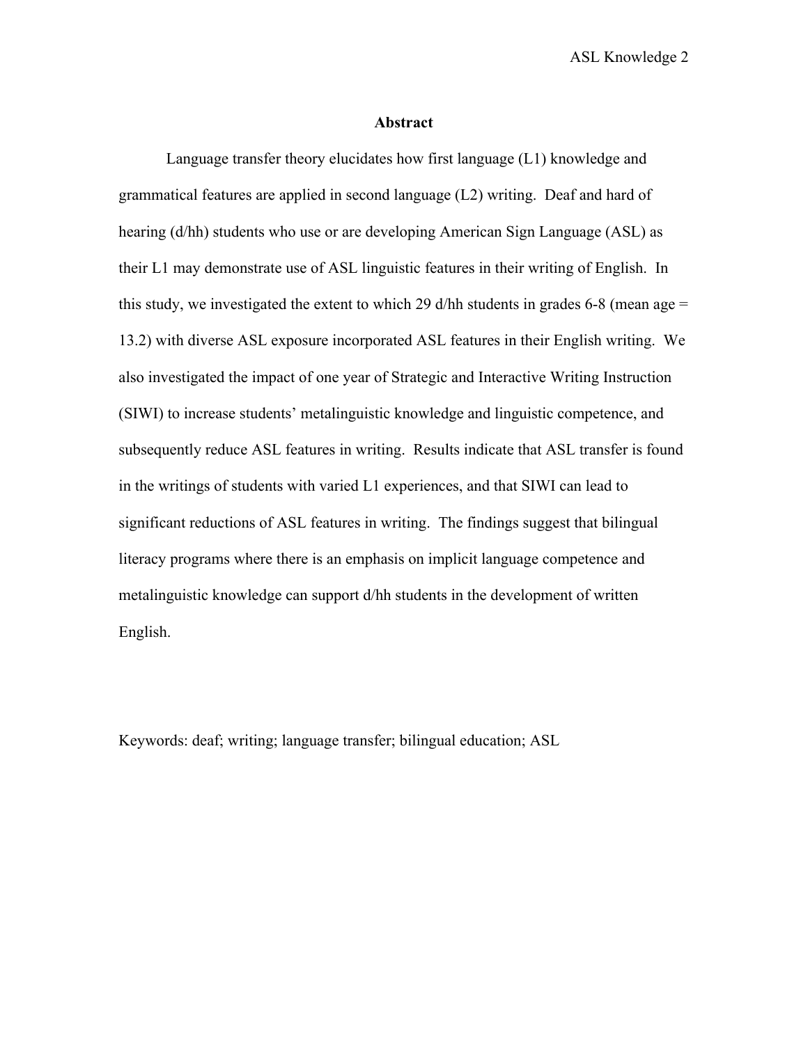## Abstract

Language transfer theory elucidates how first language (L1) knowledge and grammatical features are applied in second language (L2) writing. Deaf and hard of hearing (d/hh) students who use or are developing American Sign Language (ASL) as their L1 may demonstrate use of ASL linguistic features in their writing of English. In this study, we investigated the extent to which 29 d/hh students in grades 6-8 (mean age = 13.2) with diverse ASL exposure incorporated ASL features in their English writing. We also investigated the impact of one year of Strategic and Interactive Writing Instruction (SIWI) to increase students' metalinguistic knowledge and linguistic competence, and subsequently reduce ASL features in writing. Results indicate that ASL transfer is found in the writings of students with varied L1 experiences, and that SIWI can lead to significant reductions of ASL features in writing. The findings suggest that bilingual literacy programs where there is an emphasis on implicit language competence and metalinguistic knowledge can support d/hh students in the development of written English.

Keywords: deaf; writing; language transfer; bilingual education; ASL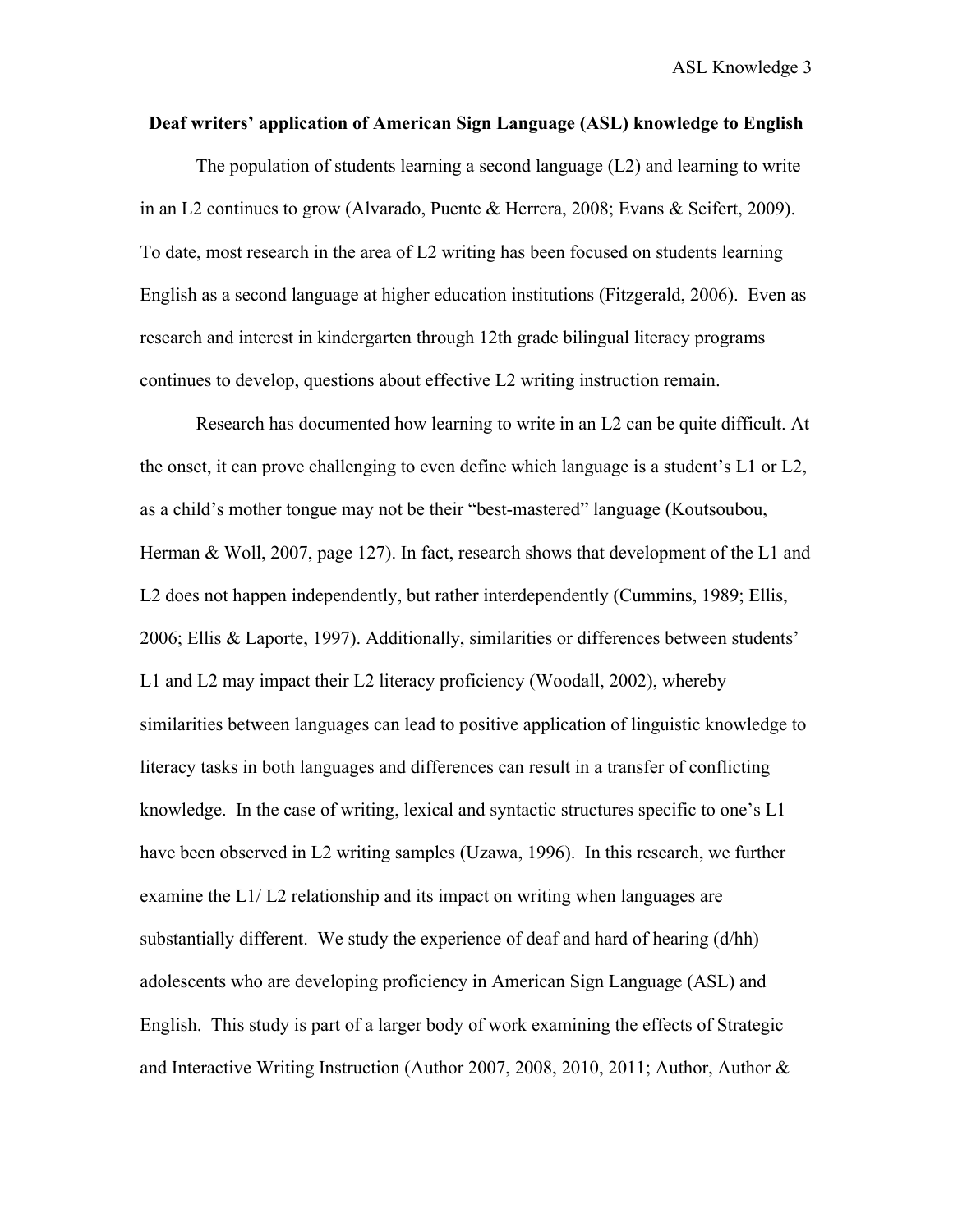**Deaf writers' application of American Sign Language (ASL) knowledge to English**

The population of students learning a second language (L2) and learning to write in an L2 continues to grow (Alvarado, Puente & Herrera, 2008; Evans & Seifert, 2009). To date, most research in the area of L2 writing has been focused on students learning English as a second language at higher education institutions (Fitzgerald, 2006). Even as research and interest in kindergarten through 12th grade bilingual literacy programs continues to develop, questions about effective L2 writing instruction remain.

Research has documented how learning to write in an L2 can be quite difficult. At the onset, it can prove challenging to even define which language is a student's L1 or L2, as a child's mother tongue may not be their "best-mastered" language (Koutsoubou, Herman & Woll, 2007, page 127). In fact, research shows that development of the L1 and L2 does not happen independently, but rather interdependently (Cummins, 1989; Ellis, 2006; Ellis & Laporte, 1997). Additionally, similarities or differences between students' L1 and L2 may impact their L2 literacy proficiency (Woodall, 2002), whereby similarities between languages can lead to positive application of linguistic knowledge to literacy tasks in both languages and differences can result in a transfer of conflicting knowledge. In the case of writing, lexical and syntactic structures specific to one's L1 have been observed in L2 writing samples (Uzawa, 1996). In this research, we further examine the L1/ L2 relationship and its impact on writing when languages are substantially different. We study the experience of deaf and hard of hearing (d/hh) adolescents who are developing proficiency in American Sign Language (ASL) and English. This study is part of a larger body of work examining the effects of Strategic and Interactive Writing Instruction (Author 2007, 2008, 2010, 2011; Author, Author &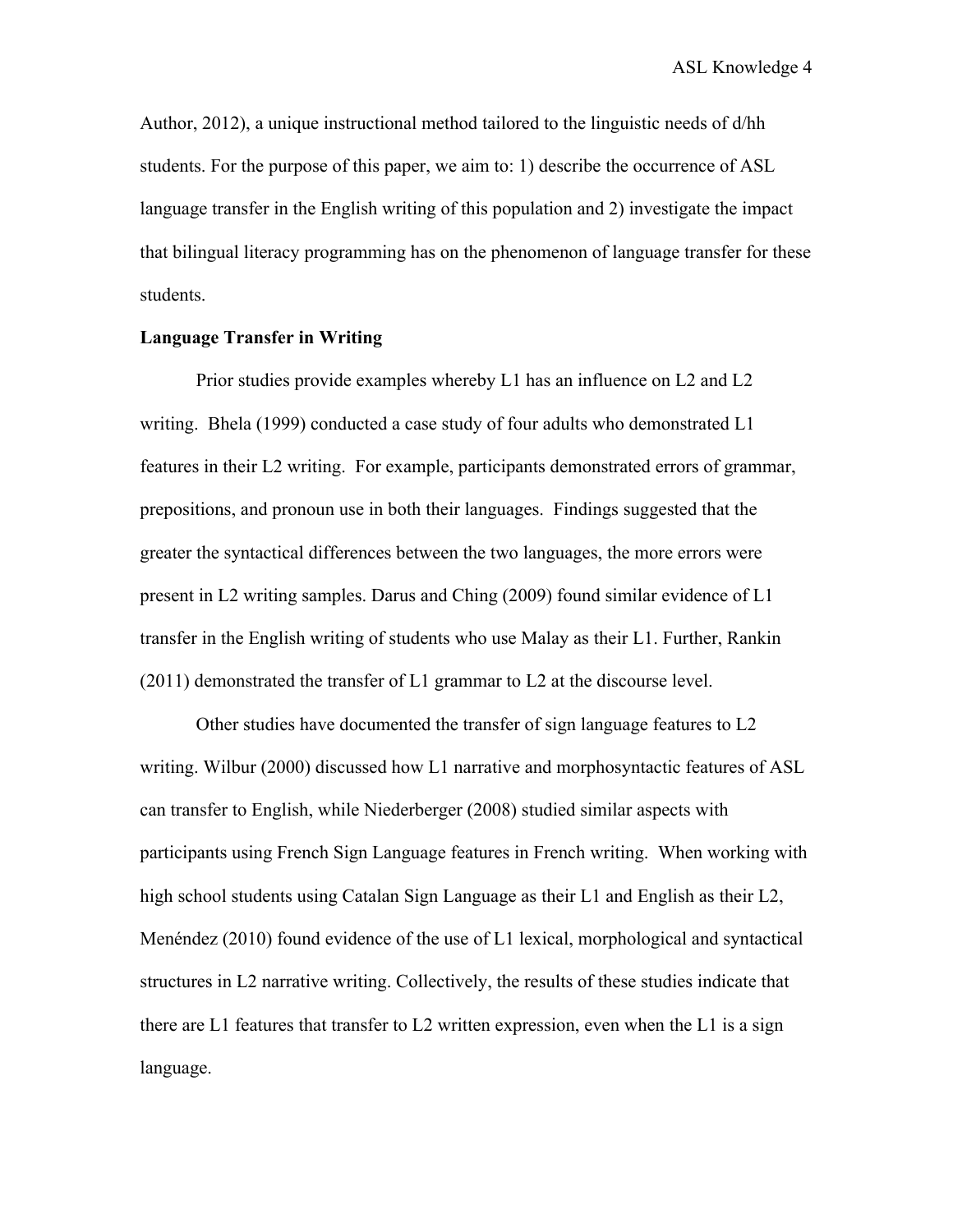Author, 2012), a unique instructional method tailored to the linguistic needs of d/hh students. For the purpose of this paper, we aim to: 1) describe the occurrence of ASL language transfer in the English writing of this population and 2) investigate the impact that bilingual literacy programming has on the phenomenon of language transfer for these students.

**Language Transfer in Writing**

Prior studies provide examples whereby L1 has an influence on L2 and L2 writing. Bhela (1999) conducted a case study of four adults who demonstrated L1 features in their L2 writing. For example, participants demonstrated errors of grammar, prepositions, and pronoun use in both their languages. Findings suggested that the greater the syntactical differences between the two languages, the more errors were present in L2 writing samples. Darus and Ching (2009) found similar evidence of L1 transfer in the English writing of students who use Malay as their L1. Further, Rankin (2011) demonstrated the transfer of L1 grammar to L2 at the discourse level.

Other studies have documented the transfer of sign language features to L2 writing. Wilbur (2000) discussed how L1 narrative and morphosyntactic features of ASL can transfer to English, while Niederberger (2008) studied similar aspects with participants using French Sign Language features in French writing. When working with high school students using Catalan Sign Language as their L1 and English as their L2, Menéndez (2010) found evidence of the use of L1 lexical, morphological and syntactical structures in L2 narrative writing. Collectively, the results of these studies indicate that there are L1 features that transfer to L2 written expression, even when the L1 is a sign language.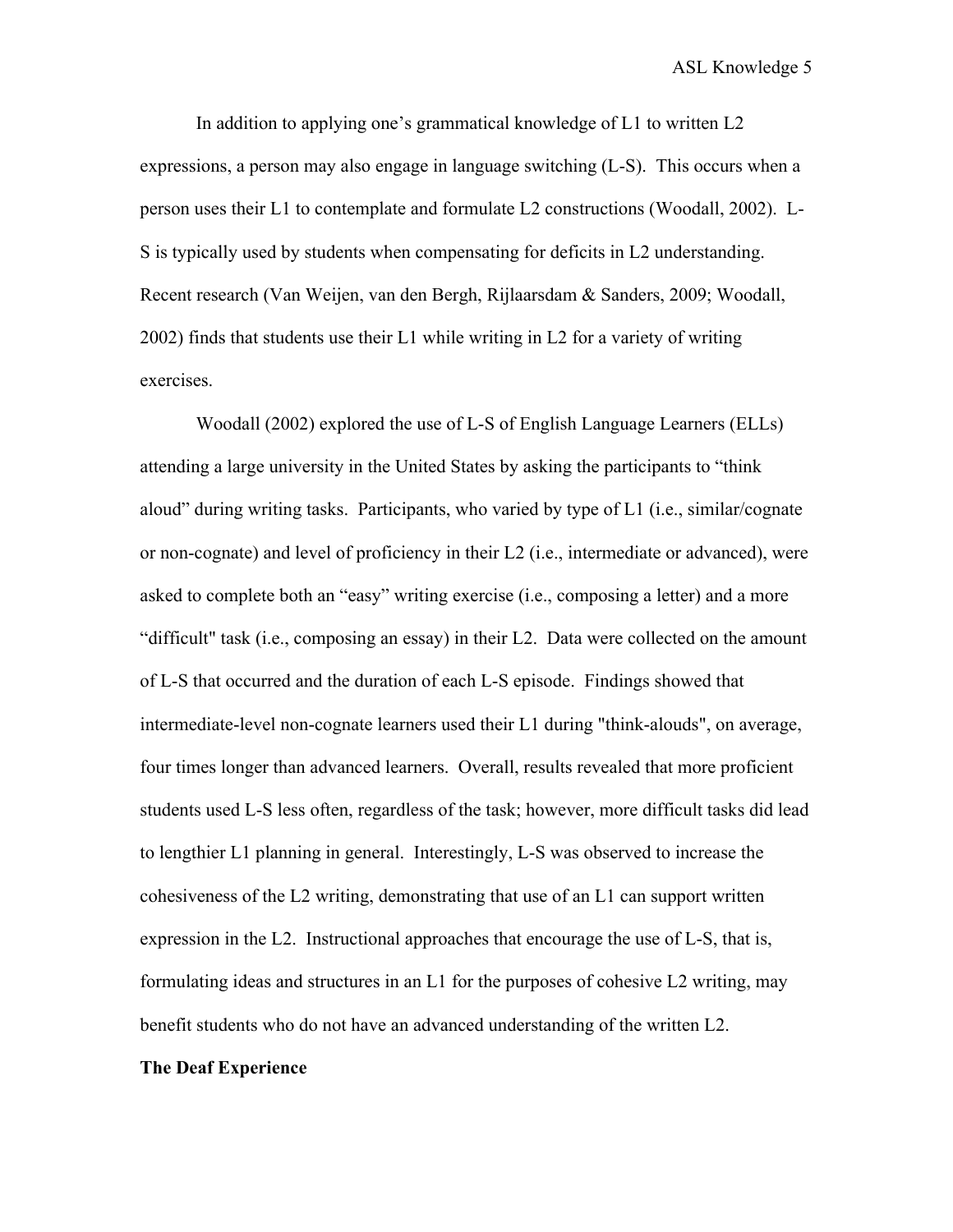In addition to applying one's grammatical knowledge of L1 to written L2 expressions, a person may also engage in language switching (L-S). This occurs when a person uses their L1 to contemplate and formulate L2 constructions (Woodall, 2002). L-S is typically used by students when compensating for deficits in L2 understanding. Recent research (Van Weijen, van den Bergh, Rijlaarsdam & Sanders, 2009; Woodall, 2002) finds that students use their L1 while writing in L2 for a variety of writing exercises.

Woodall (2002) explored the use of L-S of English Language Learners (ELLs) attending a large university in the United States by asking the participants to "think aloud" during writing tasks. Participants, who varied by type of L1 (i.e., similar/cognate or non-cognate) and level of proficiency in their L2 (i.e., intermediate or advanced), were asked to complete both an "easy" writing exercise (i.e., composing a letter) and a more "difficult" task (i.e., composing an essay) in their L2. Data were collected on the amount of L-S that occurred and the duration of each L-S episode. Findings showed that intermediate-level non-cognate learners used their L1 during "think-alouds", on average, four times longer than advanced learners. Overall, results revealed that more proficient students used L-S less often, regardless of the task; however, more difficult tasks did lead to lengthier L1 planning in general. Interestingly, L-S was observed to increase the cohesiveness of the L2 writing, demonstrating that use of an L1 can support written expression in the L2. Instructional approaches that encourage the use of L-S, that is, formulating ideas and structures in an L1 for the purposes of cohesive L2 writing, may benefit students who do not have an advanced understanding of the written L2.

**The Deaf Experience**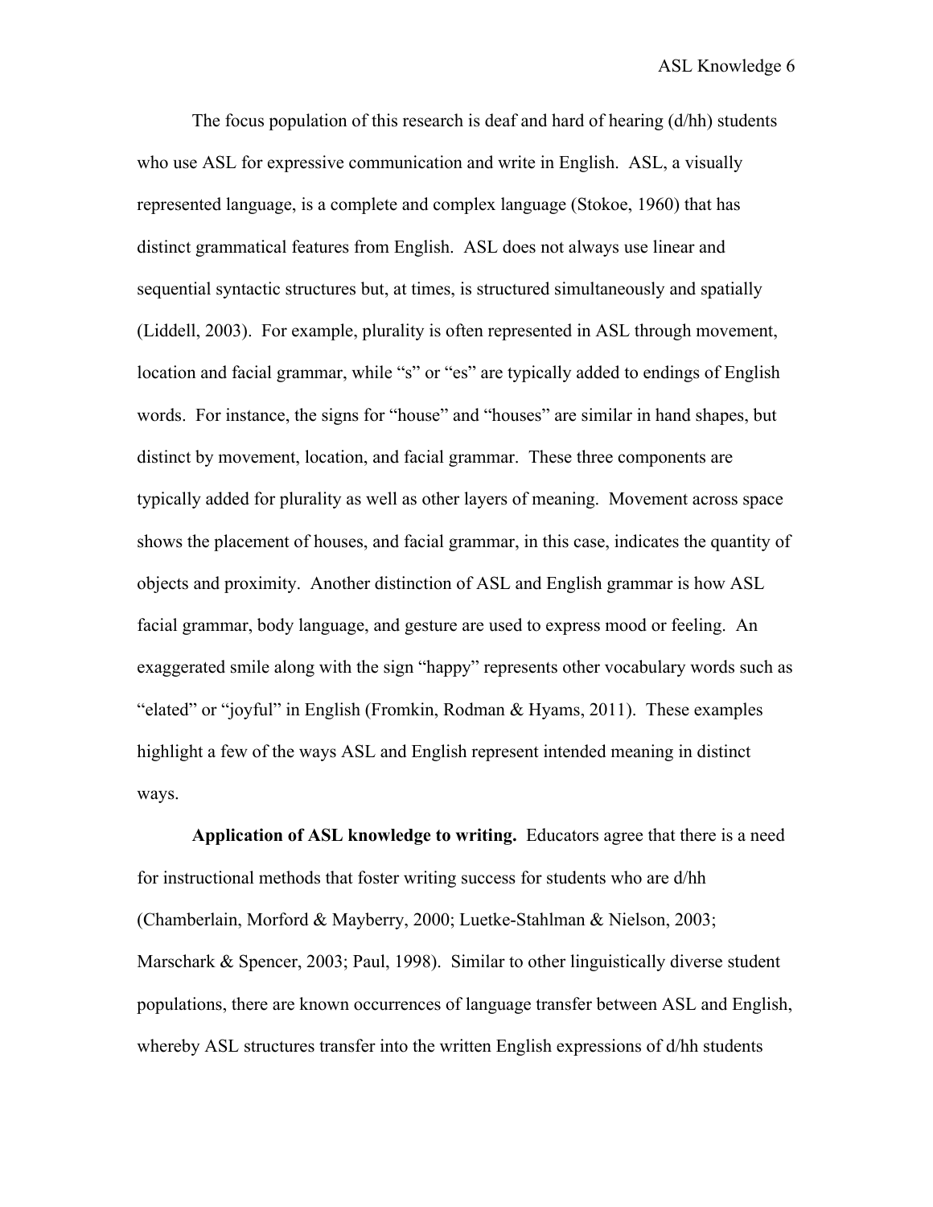The focus population of this research is deaf and hard of hearing (d/hh) students who use ASL for expressive communication and write in English. ASL, a visually represented language, is a complete and complex language (Stokoe, 1960) that has distinct grammatical features from English. ASL does not always use linear and sequential syntactic structures but, at times, is structured simultaneously and spatially (Liddell, 2003). For example, plurality is often represented in ASL through movement, location and facial grammar, while "s" or "es" are typically added to endings of English words. For instance, the signs for "house" and "houses" are similar in hand shapes, but distinct by movement, location, and facial grammar. These three components are typically added for plurality as well as other layers of meaning. Movement across space shows the placement of houses, and facial grammar, in this case, indicates the quantity of objects and proximity. Another distinction of ASL and English grammar is how ASL facial grammar, body language, and gesture are used to express mood or feeling. An exaggerated smile along with the sign "happy" represents other vocabulary words such as "elated" or "joyful" in English (Fromkin, Rodman & Hyams, 2011). These examples highlight a few of the ways ASL and English represent intended meaning in distinct ways.

**Application of ASL knowledge to writing.** Educators agree that there is a need for instructional methods that foster writing success for students who are d/hh (Chamberlain, Morford & Mayberry, 2000; Luetke-Stahlman & Nielson, 2003; Marschark & Spencer, 2003; Paul, 1998). Similar to other linguistically diverse student populations, there are known occurrences of language transfer between ASL and English, whereby ASL structures transfer into the written English expressions of d/hh students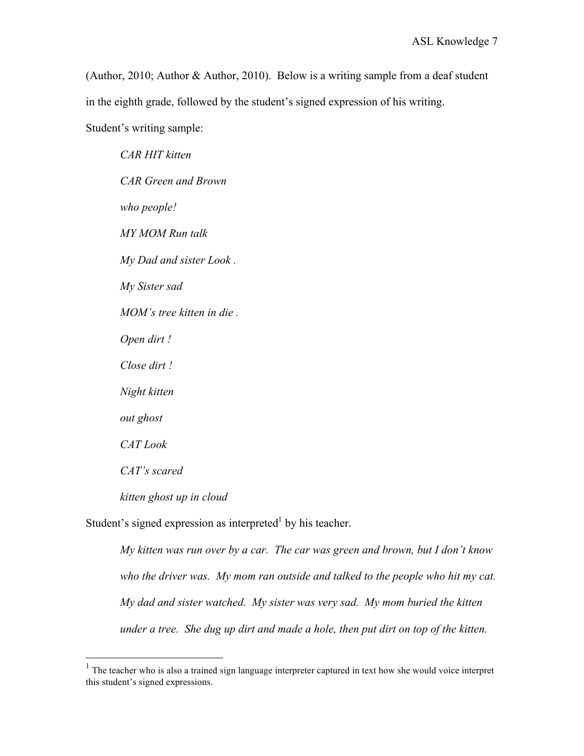(Author, 2010; Author & Author, 2010). Below is a writing sample from a deaf student in the eighth grade, followed by the student's signed expression of his writing.

Student's writing sample:

> *CAR HIT kitten*
>
> *CAR Green and Brown*
>
> *who people!*
>
> *MY MOM Run talk*
>
> *My Dad and sister Look .*
>
> *My Sister sad*
>
> *MOM's tree kitten in die .*
>
> *Open dirt !*
>
> *Close dirt !*
>
> *Night kitten*
>
> *out ghost*
>
> *CAT Look*
>
> *CAT's scared*
>
> *kitten ghost up in cloud*

Student's signed expression as interpreted[1] by his teacher.

> *My kitten was run over by a car. The car was green and brown, but I don't know who the driver was. My mom ran outside and talked to the people who hit my cat. My dad and sister watched. My sister was very sad. My mom buried the kitten under a tree. She dug up dirt and made a hole, then put dirt on top of the kitten.*

---

[1] The teacher who is also a trained sign language interpreter captured in text how she would voice interpret this student's signed expressions.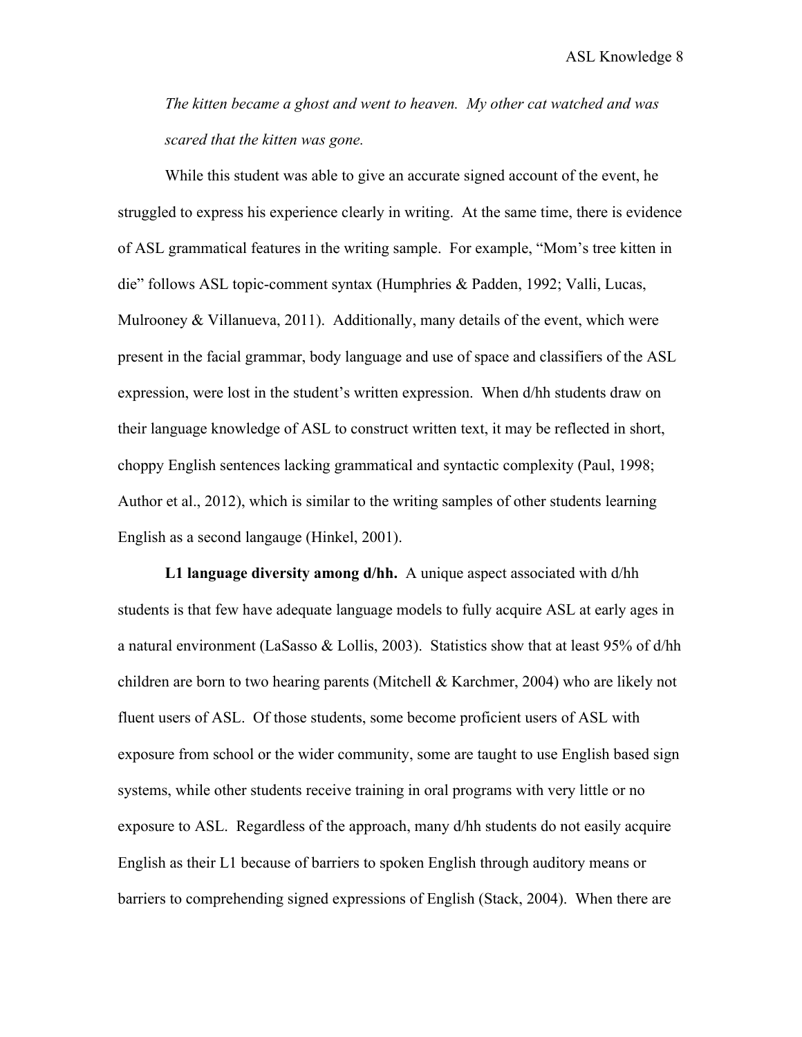*The kitten became a ghost and went to heaven. My other cat watched and was scared that the kitten was gone.*

While this student was able to give an accurate signed account of the event, he struggled to express his experience clearly in writing. At the same time, there is evidence of ASL grammatical features in the writing sample. For example, "Mom's tree kitten in die" follows ASL topic-comment syntax (Humphries & Padden, 1992; Valli, Lucas, Mulrooney & Villanueva, 2011). Additionally, many details of the event, which were present in the facial grammar, body language and use of space and classifiers of the ASL expression, were lost in the student's written expression. When d/hh students draw on their language knowledge of ASL to construct written text, it may be reflected in short, choppy English sentences lacking grammatical and syntactic complexity (Paul, 1998; Author et al., 2012), which is similar to the writing samples of other students learning English as a second langauge (Hinkel, 2001).

**L1 language diversity among d/hh.** A unique aspect associated with d/hh students is that few have adequate language models to fully acquire ASL at early ages in a natural environment (LaSasso & Lollis, 2003). Statistics show that at least 95% of d/hh children are born to two hearing parents (Mitchell & Karchmer, 2004) who are likely not fluent users of ASL. Of those students, some become proficient users of ASL with exposure from school or the wider community, some are taught to use English based sign systems, while other students receive training in oral programs with very little or no exposure to ASL. Regardless of the approach, many d/hh students do not easily acquire English as their L1 because of barriers to spoken English through auditory means or barriers to comprehending signed expressions of English (Stack, 2004). When there are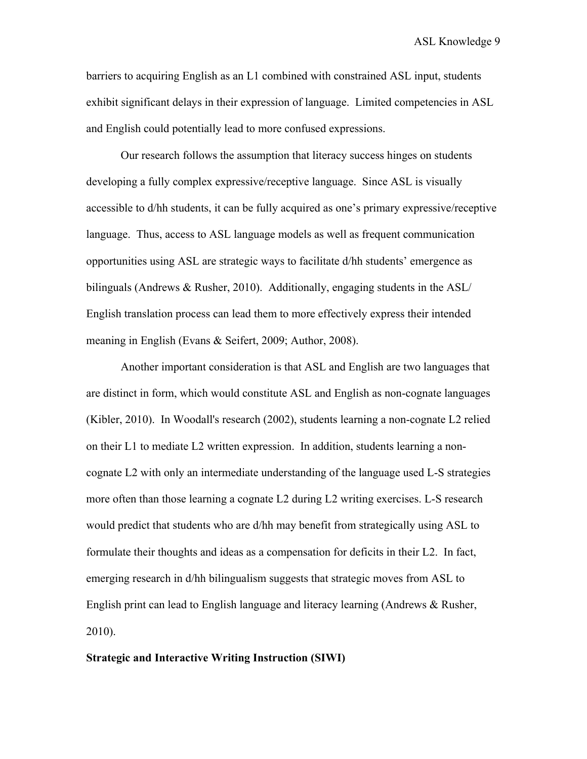barriers to acquiring English as an L1 combined with constrained ASL input, students exhibit significant delays in their expression of language. Limited competencies in ASL and English could potentially lead to more confused expressions.

Our research follows the assumption that literacy success hinges on students developing a fully complex expressive/receptive language. Since ASL is visually accessible to d/hh students, it can be fully acquired as one's primary expressive/receptive language. Thus, access to ASL language models as well as frequent communication opportunities using ASL are strategic ways to facilitate d/hh students' emergence as bilinguals (Andrews & Rusher, 2010). Additionally, engaging students in the ASL/ English translation process can lead them to more effectively express their intended meaning in English (Evans & Seifert, 2009; Author, 2008).

Another important consideration is that ASL and English are two languages that are distinct in form, which would constitute ASL and English as non-cognate languages (Kibler, 2010). In Woodall's research (2002), students learning a non-cognate L2 relied on their L1 to mediate L2 written expression. In addition, students learning a non-cognate L2 with only an intermediate understanding of the language used L-S strategies more often than those learning a cognate L2 during L2 writing exercises. L-S research would predict that students who are d/hh may benefit from strategically using ASL to formulate their thoughts and ideas as a compensation for deficits in their L2. In fact, emerging research in d/hh bilingualism suggests that strategic moves from ASL to English print can lead to English language and literacy learning (Andrews & Rusher, 2010).

**Strategic and Interactive Writing Instruction (SIWI)**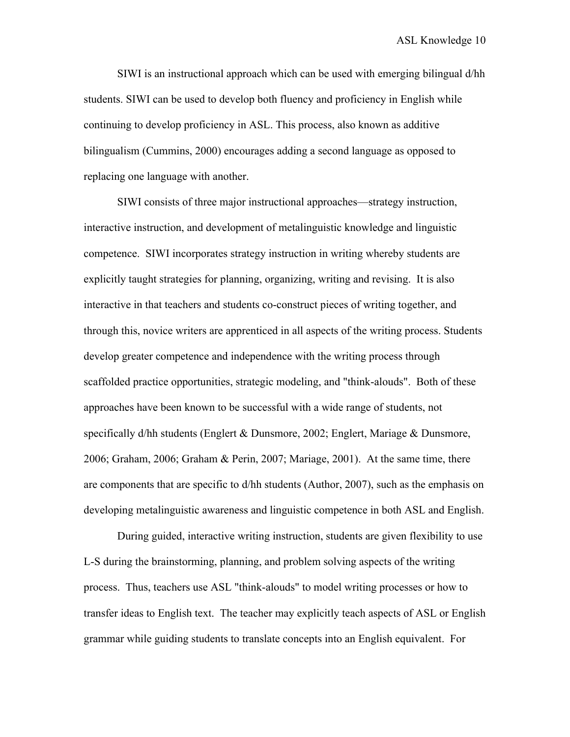SIWI is an instructional approach which can be used with emerging bilingual d/hh students. SIWI can be used to develop both fluency and proficiency in English while continuing to develop proficiency in ASL. This process, also known as additive bilingualism (Cummins, 2000) encourages adding a second language as opposed to replacing one language with another.

SIWI consists of three major instructional approaches—strategy instruction, interactive instruction, and development of metalinguistic knowledge and linguistic competence. SIWI incorporates strategy instruction in writing whereby students are explicitly taught strategies for planning, organizing, writing and revising. It is also interactive in that teachers and students co-construct pieces of writing together, and through this, novice writers are apprenticed in all aspects of the writing process. Students develop greater competence and independence with the writing process through scaffolded practice opportunities, strategic modeling, and "think-alouds". Both of these approaches have been known to be successful with a wide range of students, not specifically d/hh students (Englert & Dunsmore, 2002; Englert, Mariage & Dunsmore, 2006; Graham, 2006; Graham & Perin, 2007; Mariage, 2001). At the same time, there are components that are specific to d/hh students (Author, 2007), such as the emphasis on developing metalinguistic awareness and linguistic competence in both ASL and English.

During guided, interactive writing instruction, students are given flexibility to use L-S during the brainstorming, planning, and problem solving aspects of the writing process. Thus, teachers use ASL "think-alouds" to model writing processes or how to transfer ideas to English text. The teacher may explicitly teach aspects of ASL or English grammar while guiding students to translate concepts into an English equivalent. For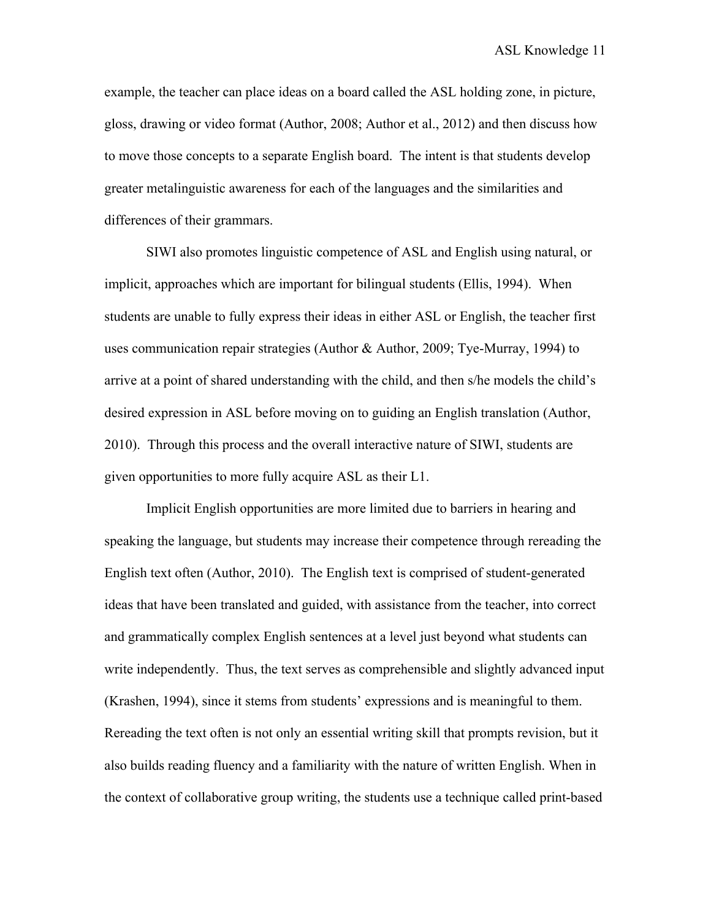example, the teacher can place ideas on a board called the ASL holding zone, in picture, gloss, drawing or video format (Author, 2008; Author et al., 2012) and then discuss how to move those concepts to a separate English board. The intent is that students develop greater metalinguistic awareness for each of the languages and the similarities and differences of their grammars.

SIWI also promotes linguistic competence of ASL and English using natural, or implicit, approaches which are important for bilingual students (Ellis, 1994). When students are unable to fully express their ideas in either ASL or English, the teacher first uses communication repair strategies (Author & Author, 2009; Tye-Murray, 1994) to arrive at a point of shared understanding with the child, and then s/he models the child's desired expression in ASL before moving on to guiding an English translation (Author, 2010). Through this process and the overall interactive nature of SIWI, students are given opportunities to more fully acquire ASL as their L1.

Implicit English opportunities are more limited due to barriers in hearing and speaking the language, but students may increase their competence through rereading the English text often (Author, 2010). The English text is comprised of student-generated ideas that have been translated and guided, with assistance from the teacher, into correct and grammatically complex English sentences at a level just beyond what students can write independently. Thus, the text serves as comprehensible and slightly advanced input (Krashen, 1994), since it stems from students' expressions and is meaningful to them. Rereading the text often is not only an essential writing skill that prompts revision, but it also builds reading fluency and a familiarity with the nature of written English. When in the context of collaborative group writing, the students use a technique called print-based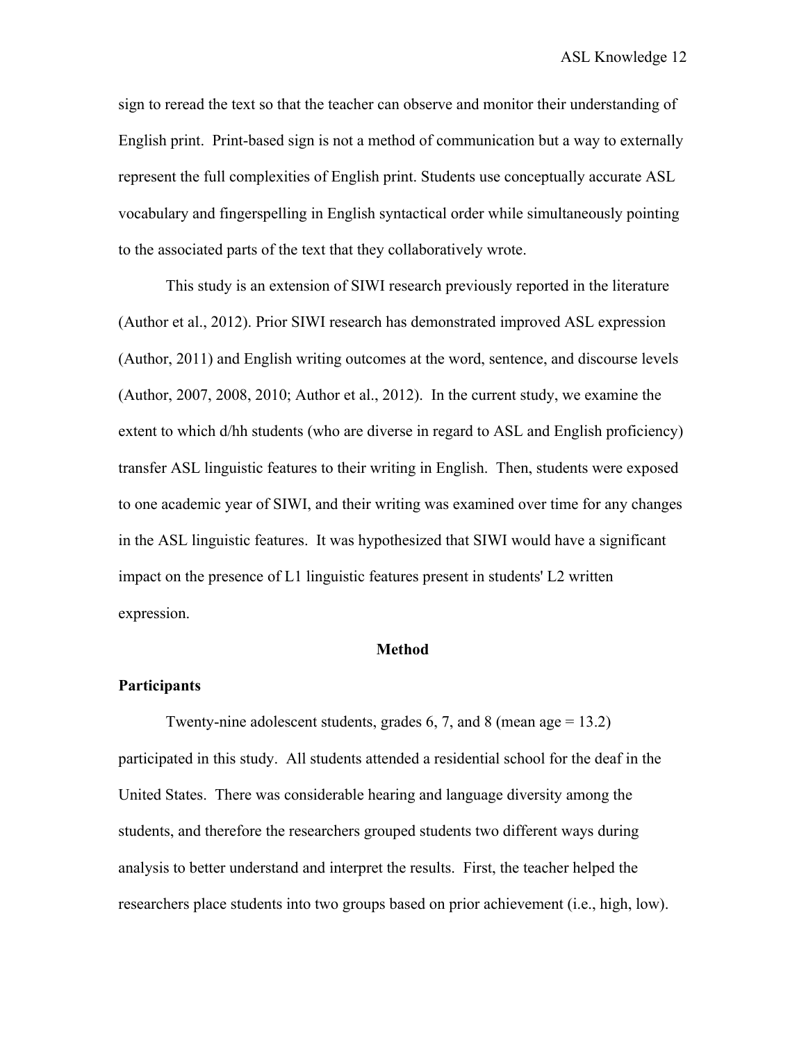sign to reread the text so that the teacher can observe and monitor their understanding of English print. Print-based sign is not a method of communication but a way to externally represent the full complexities of English print. Students use conceptually accurate ASL vocabulary and fingerspelling in English syntactical order while simultaneously pointing to the associated parts of the text that they collaboratively wrote.

This study is an extension of SIWI research previously reported in the literature (Author et al., 2012). Prior SIWI research has demonstrated improved ASL expression (Author, 2011) and English writing outcomes at the word, sentence, and discourse levels (Author, 2007, 2008, 2010; Author et al., 2012). In the current study, we examine the extent to which d/hh students (who are diverse in regard to ASL and English proficiency) transfer ASL linguistic features to their writing in English. Then, students were exposed to one academic year of SIWI, and their writing was examined over time for any changes in the ASL linguistic features. It was hypothesized that SIWI would have a significant impact on the presence of L1 linguistic features present in students' L2 written expression.

## Method

### Participants

Twenty-nine adolescent students, grades 6, 7, and 8 (mean age = 13.2) participated in this study. All students attended a residential school for the deaf in the United States. There was considerable hearing and language diversity among the students, and therefore the researchers grouped students two different ways during analysis to better understand and interpret the results. First, the teacher helped the researchers place students into two groups based on prior achievement (i.e., high, low).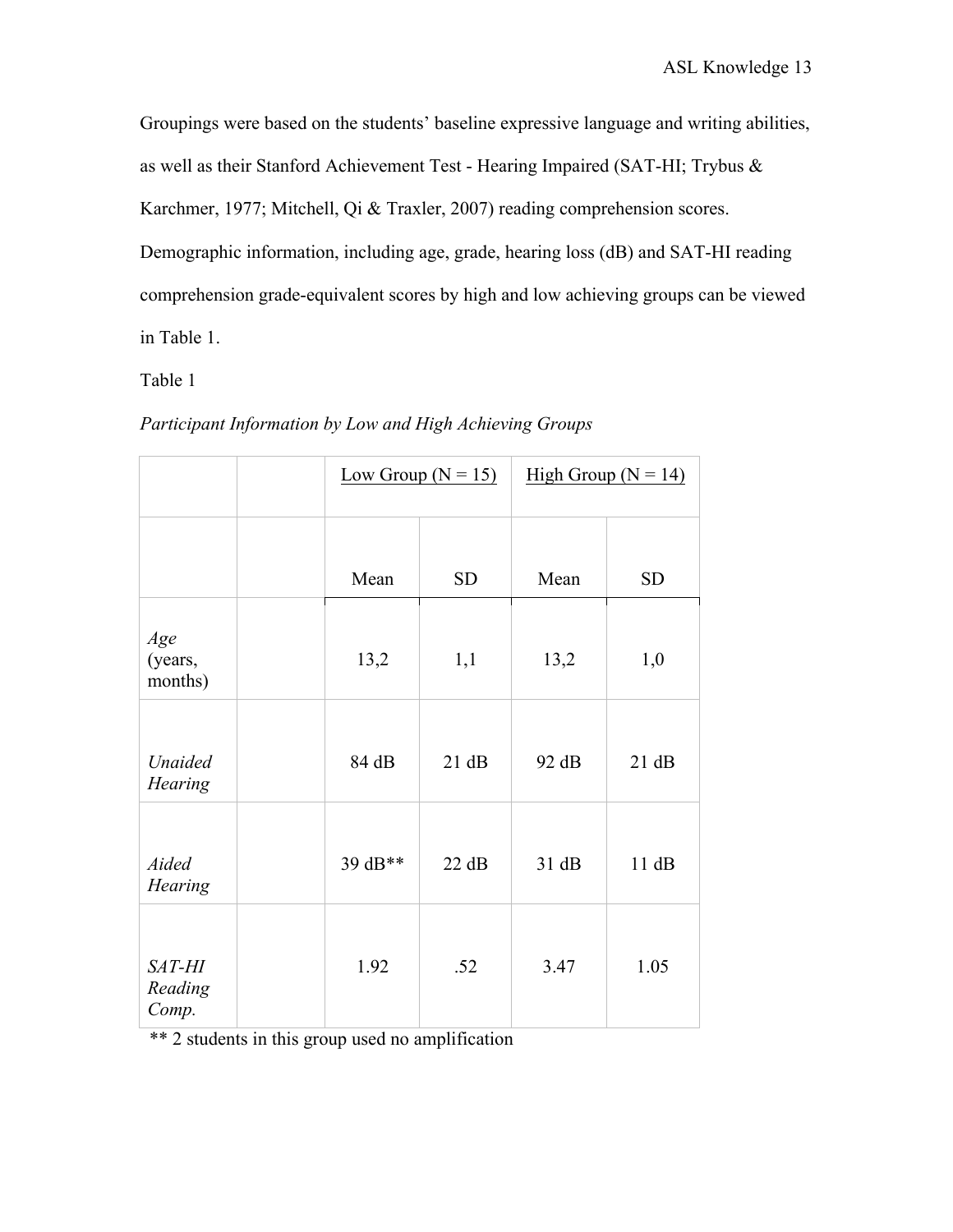Groupings were based on the students' baseline expressive language and writing abilities, as well as their Stanford Achievement Test - Hearing Impaired (SAT-HI; Trybus & Karchmer, 1977; Mitchell, Qi & Traxler, 2007) reading comprehension scores. Demographic information, including age, grade, hearing loss (dB) and SAT-HI reading comprehension grade-equivalent scores by high and low achieving groups can be viewed in Table 1.

Table 1

*Participant Information by Low and High Achieving Groups*

| | | Low Group (N = 15) | | High Group (N = 14) | |
|---|---|---|---|---|---|
| | | Mean | SD | Mean | SD |
| *Age* (years, months) | | 13,2 | 1,1 | 13,2 | 1,0 |
| *Unaided Hearing* | | 84 dB | 21 dB | 92 dB | 21 dB |
| *Aided Hearing* | | 39 dB** | 22 dB | 31 dB | 11 dB |
| *SAT-HI Reading Comp.* | | 1.92 | .52 | 3.47 | 1.05 |

** 2 students in this group used no amplification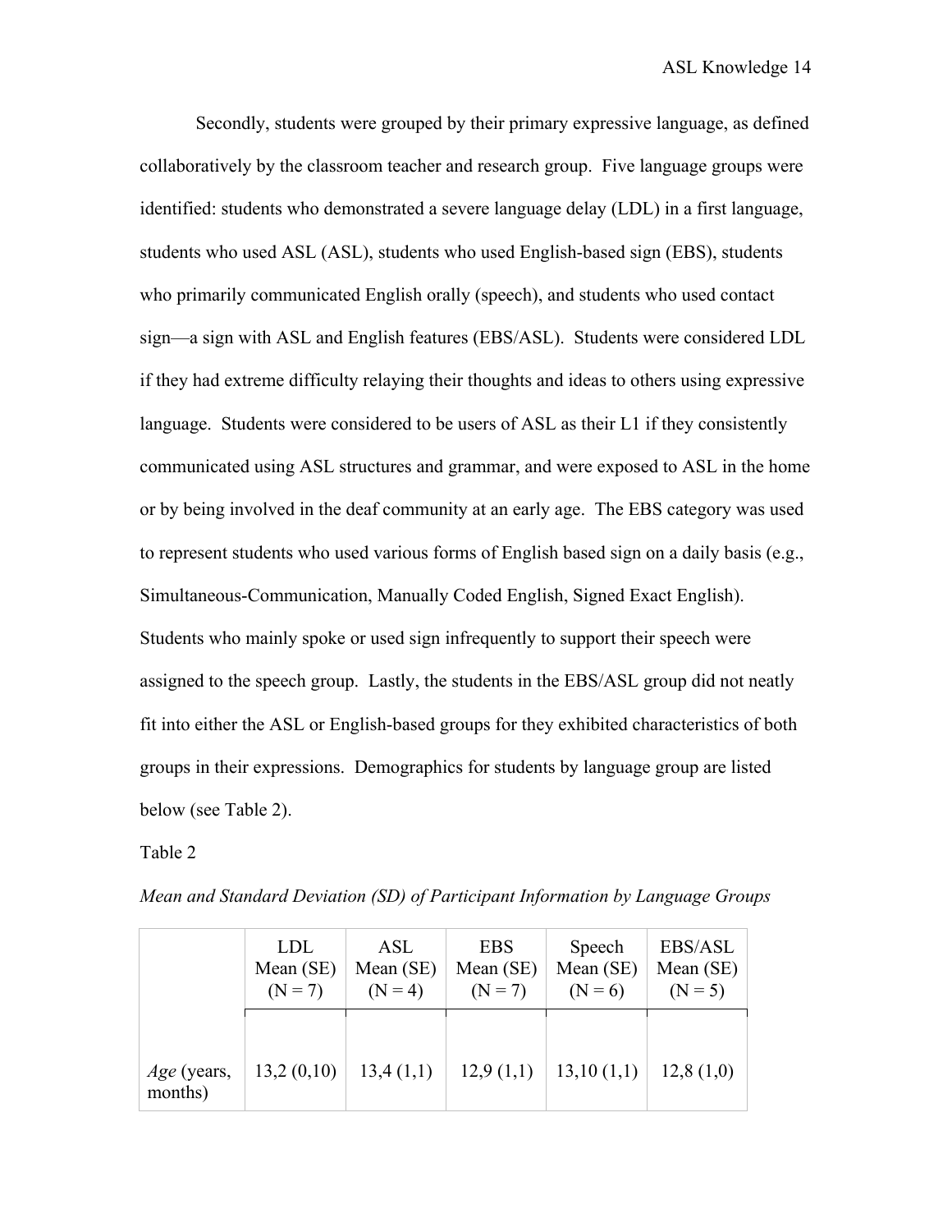Secondly, students were grouped by their primary expressive language, as defined collaboratively by the classroom teacher and research group. Five language groups were identified: students who demonstrated a severe language delay (LDL) in a first language, students who used ASL (ASL), students who used English-based sign (EBS), students who primarily communicated English orally (speech), and students who used contact sign—a sign with ASL and English features (EBS/ASL). Students were considered LDL if they had extreme difficulty relaying their thoughts and ideas to others using expressive language. Students were considered to be users of ASL as their L1 if they consistently communicated using ASL structures and grammar, and were exposed to ASL in the home or by being involved in the deaf community at an early age. The EBS category was used to represent students who used various forms of English based sign on a daily basis (e.g., Simultaneous-Communication, Manually Coded English, Signed Exact English). Students who mainly spoke or used sign infrequently to support their speech were assigned to the speech group. Lastly, the students in the EBS/ASL group did not neatly fit into either the ASL or English-based groups for they exhibited characteristics of both groups in their expressions. Demographics for students by language group are listed below (see Table 2).

Table 2

*Mean and Standard Deviation (SD) of Participant Information by Language Groups*

| | LDL Mean (SE) (N = 7) | ASL Mean (SE) (N = 4) | EBS Mean (SE) (N = 7) | Speech Mean (SE) (N = 6) | EBS/ASL Mean (SE) (N = 5) |
|---|---|---|---|---|---|
| *Age* (years, months) | 13,2 (0,10) | 13,4 (1,1) | 12,9 (1,1) | 13,10 (1,1) | 12,8 (1,0) |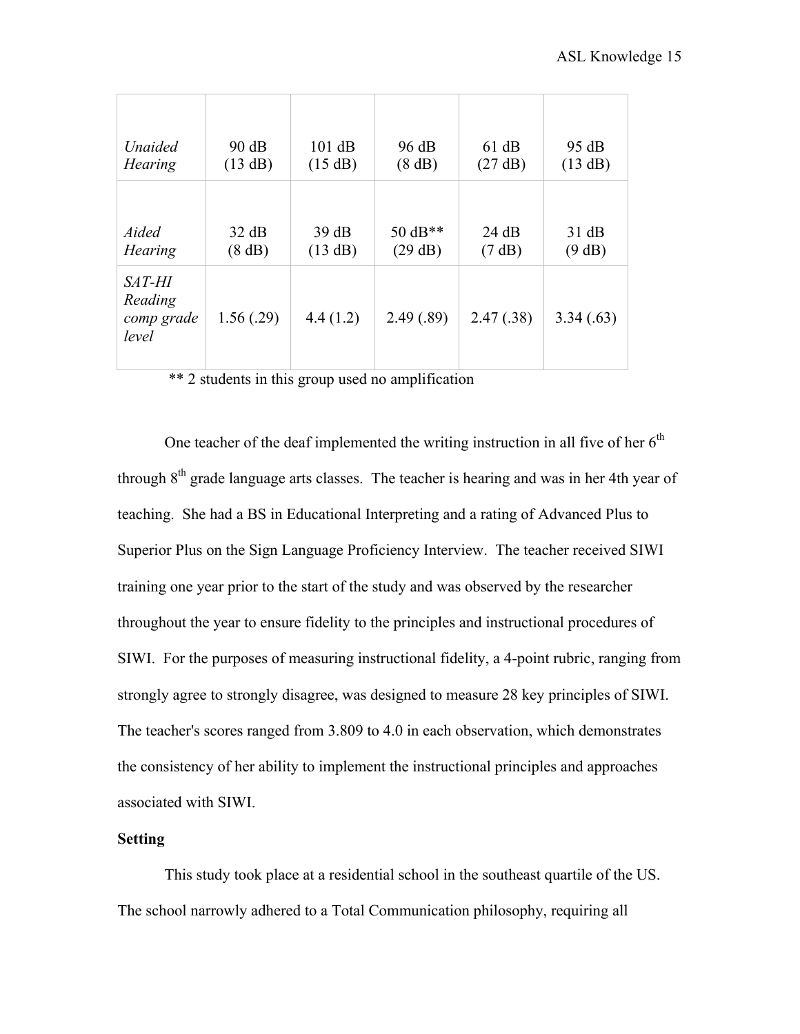| | | | | | |
|---|---|---|---|---|---|
| *Unaided Hearing* | 90 dB (13 dB) | 101 dB (15 dB) | 96 dB (8 dB) | 61 dB (27 dB) | 95 dB (13 dB) |
| *Aided Hearing* | 32 dB (8 dB) | 39 dB (13 dB) | 50 dB** (29 dB) | 24 dB (7 dB) | 31 dB (9 dB) |
| *SAT-HI Reading comp grade level* | 1.56 (.29) | 4.4 (1.2) | 2.49 (.89) | 2.47 (.38) | 3.34 (.63) |

** 2 students in this group used no amplification

One teacher of the deaf implemented the writing instruction in all five of her 6th through 8th grade language arts classes. The teacher is hearing and was in her 4th year of teaching. She had a BS in Educational Interpreting and a rating of Advanced Plus to Superior Plus on the Sign Language Proficiency Interview. The teacher received SIWI training one year prior to the start of the study and was observed by the researcher throughout the year to ensure fidelity to the principles and instructional procedures of SIWI. For the purposes of measuring instructional fidelity, a 4-point rubric, ranging from strongly agree to strongly disagree, was designed to measure 28 key principles of SIWI. The teacher's scores ranged from 3.809 to 4.0 in each observation, which demonstrates the consistency of her ability to implement the instructional principles and approaches associated with SIWI.

**Setting**

This study took place at a residential school in the southeast quartile of the US. The school narrowly adhered to a Total Communication philosophy, requiring all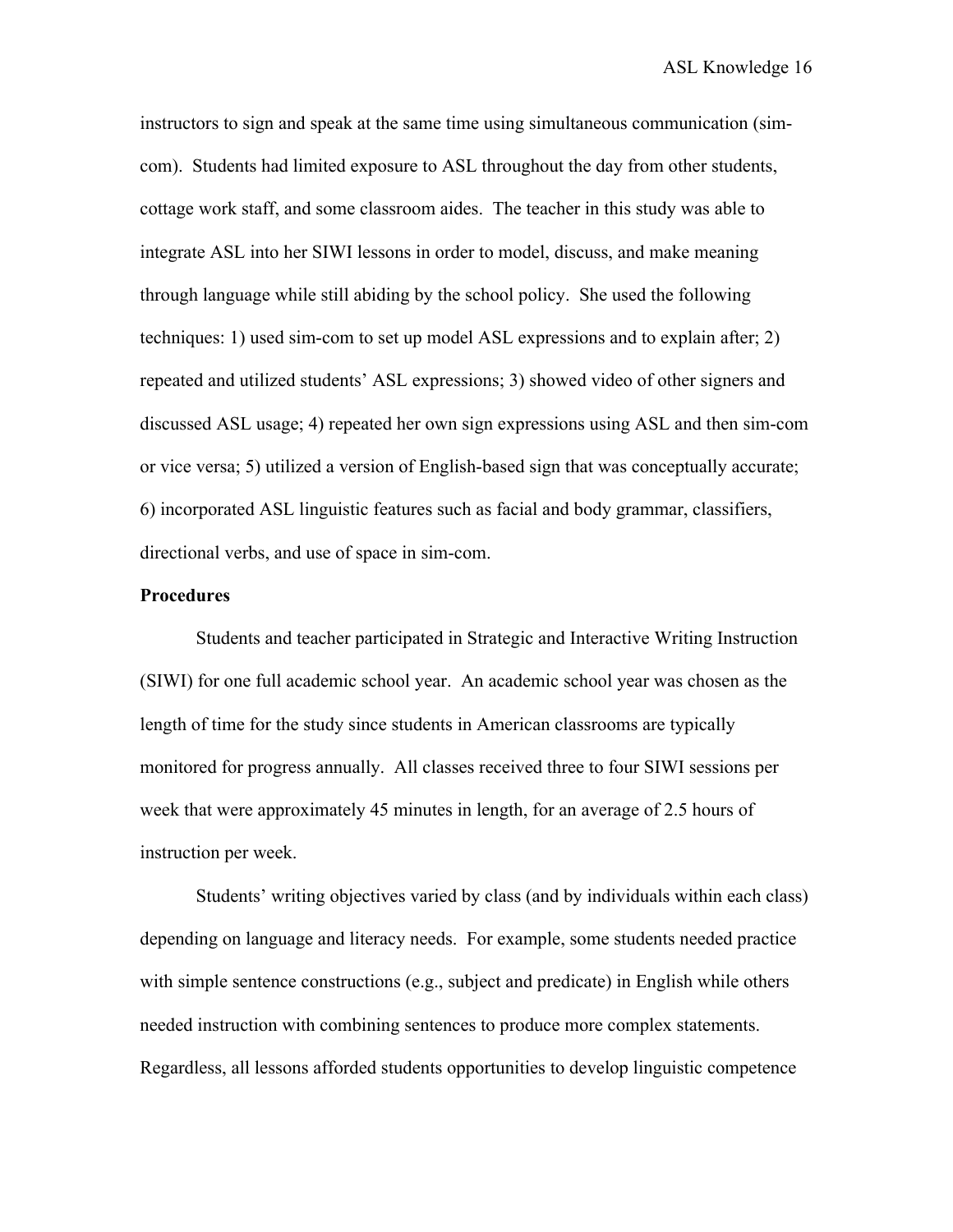instructors to sign and speak at the same time using simultaneous communication (sim-com). Students had limited exposure to ASL throughout the day from other students, cottage work staff, and some classroom aides. The teacher in this study was able to integrate ASL into her SIWI lessons in order to model, discuss, and make meaning through language while still abiding by the school policy. She used the following techniques: 1) used sim-com to set up model ASL expressions and to explain after; 2) repeated and utilized students' ASL expressions; 3) showed video of other signers and discussed ASL usage; 4) repeated her own sign expressions using ASL and then sim-com or vice versa; 5) utilized a version of English-based sign that was conceptually accurate; 6) incorporated ASL linguistic features such as facial and body grammar, classifiers, directional verbs, and use of space in sim-com.

**Procedures**

Students and teacher participated in Strategic and Interactive Writing Instruction (SIWI) for one full academic school year. An academic school year was chosen as the length of time for the study since students in American classrooms are typically monitored for progress annually. All classes received three to four SIWI sessions per week that were approximately 45 minutes in length, for an average of 2.5 hours of instruction per week.

Students' writing objectives varied by class (and by individuals within each class) depending on language and literacy needs. For example, some students needed practice with simple sentence constructions (e.g., subject and predicate) in English while others needed instruction with combining sentences to produce more complex statements. Regardless, all lessons afforded students opportunities to develop linguistic competence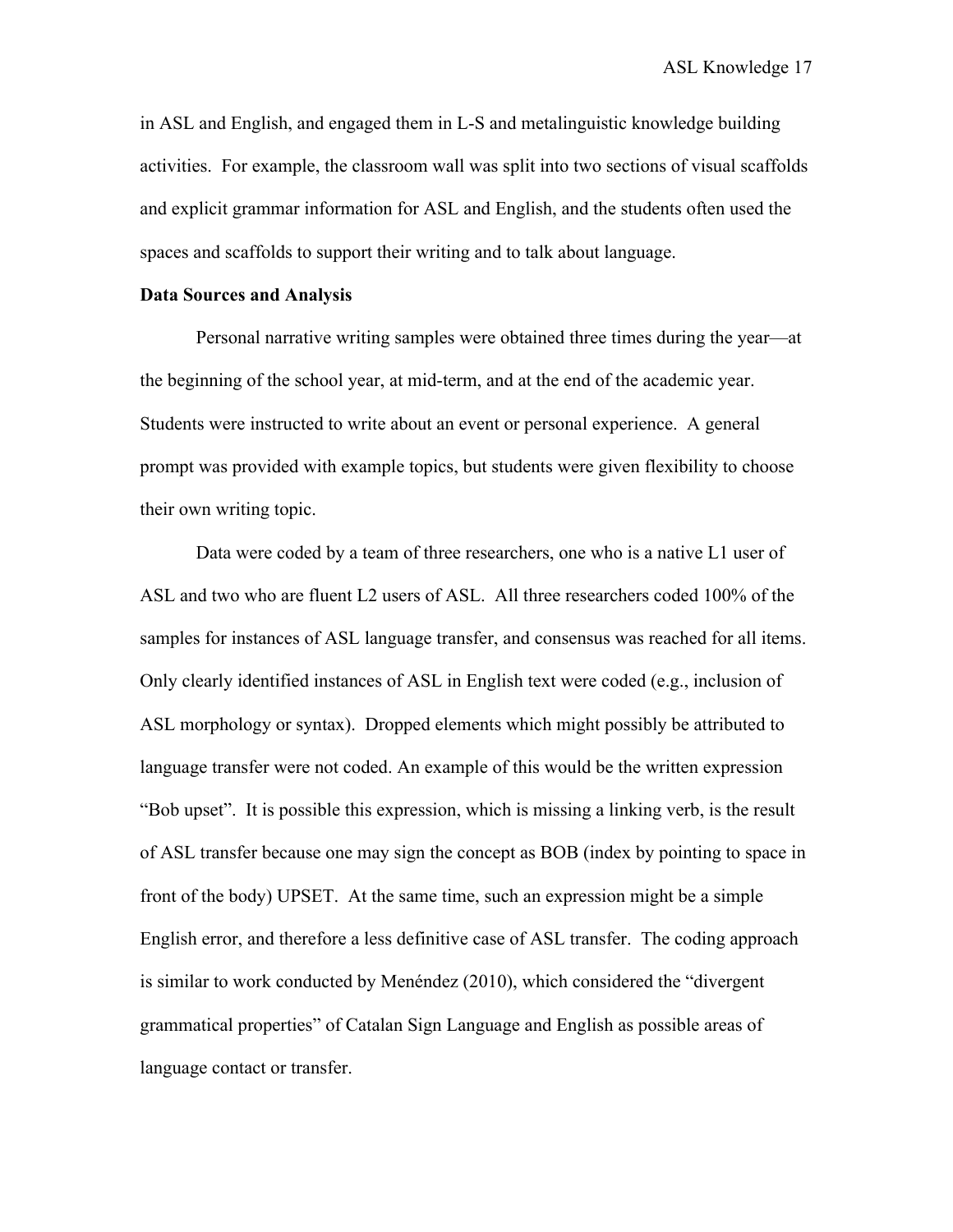in ASL and English, and engaged them in L-S and metalinguistic knowledge building activities. For example, the classroom wall was split into two sections of visual scaffolds and explicit grammar information for ASL and English, and the students often used the spaces and scaffolds to support their writing and to talk about language.

**Data Sources and Analysis**

Personal narrative writing samples were obtained three times during the year—at the beginning of the school year, at mid-term, and at the end of the academic year. Students were instructed to write about an event or personal experience. A general prompt was provided with example topics, but students were given flexibility to choose their own writing topic.

Data were coded by a team of three researchers, one who is a native L1 user of ASL and two who are fluent L2 users of ASL. All three researchers coded 100% of the samples for instances of ASL language transfer, and consensus was reached for all items. Only clearly identified instances of ASL in English text were coded (e.g., inclusion of ASL morphology or syntax). Dropped elements which might possibly be attributed to language transfer were not coded. An example of this would be the written expression "Bob upset". It is possible this expression, which is missing a linking verb, is the result of ASL transfer because one may sign the concept as BOB (index by pointing to space in front of the body) UPSET. At the same time, such an expression might be a simple English error, and therefore a less definitive case of ASL transfer. The coding approach is similar to work conducted by Menéndez (2010), which considered the "divergent grammatical properties" of Catalan Sign Language and English as possible areas of language contact or transfer.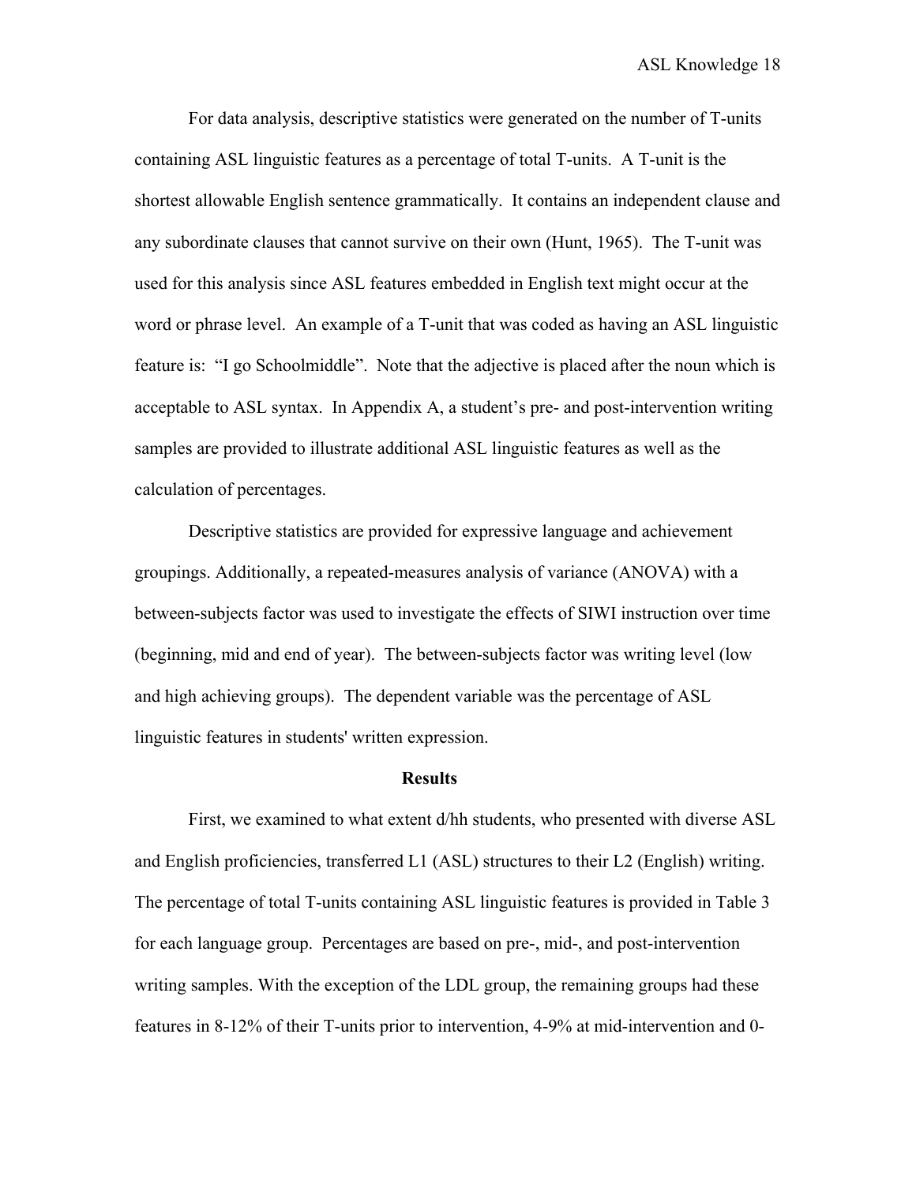For data analysis, descriptive statistics were generated on the number of T-units containing ASL linguistic features as a percentage of total T-units. A T-unit is the shortest allowable English sentence grammatically. It contains an independent clause and any subordinate clauses that cannot survive on their own (Hunt, 1965). The T-unit was used for this analysis since ASL features embedded in English text might occur at the word or phrase level. An example of a T-unit that was coded as having an ASL linguistic feature is: "I go Schoolmiddle". Note that the adjective is placed after the noun which is acceptable to ASL syntax. In Appendix A, a student's pre- and post-intervention writing samples are provided to illustrate additional ASL linguistic features as well as the calculation of percentages.

Descriptive statistics are provided for expressive language and achievement groupings. Additionally, a repeated-measures analysis of variance (ANOVA) with a between-subjects factor was used to investigate the effects of SIWI instruction over time (beginning, mid and end of year). The between-subjects factor was writing level (low and high achieving groups). The dependent variable was the percentage of ASL linguistic features in students' written expression.

**Results**

First, we examined to what extent d/hh students, who presented with diverse ASL and English proficiencies, transferred L1 (ASL) structures to their L2 (English) writing. The percentage of total T-units containing ASL linguistic features is provided in Table 3 for each language group. Percentages are based on pre-, mid-, and post-intervention writing samples. With the exception of the LDL group, the remaining groups had these features in 8-12% of their T-units prior to intervention, 4-9% at mid-intervention and 0-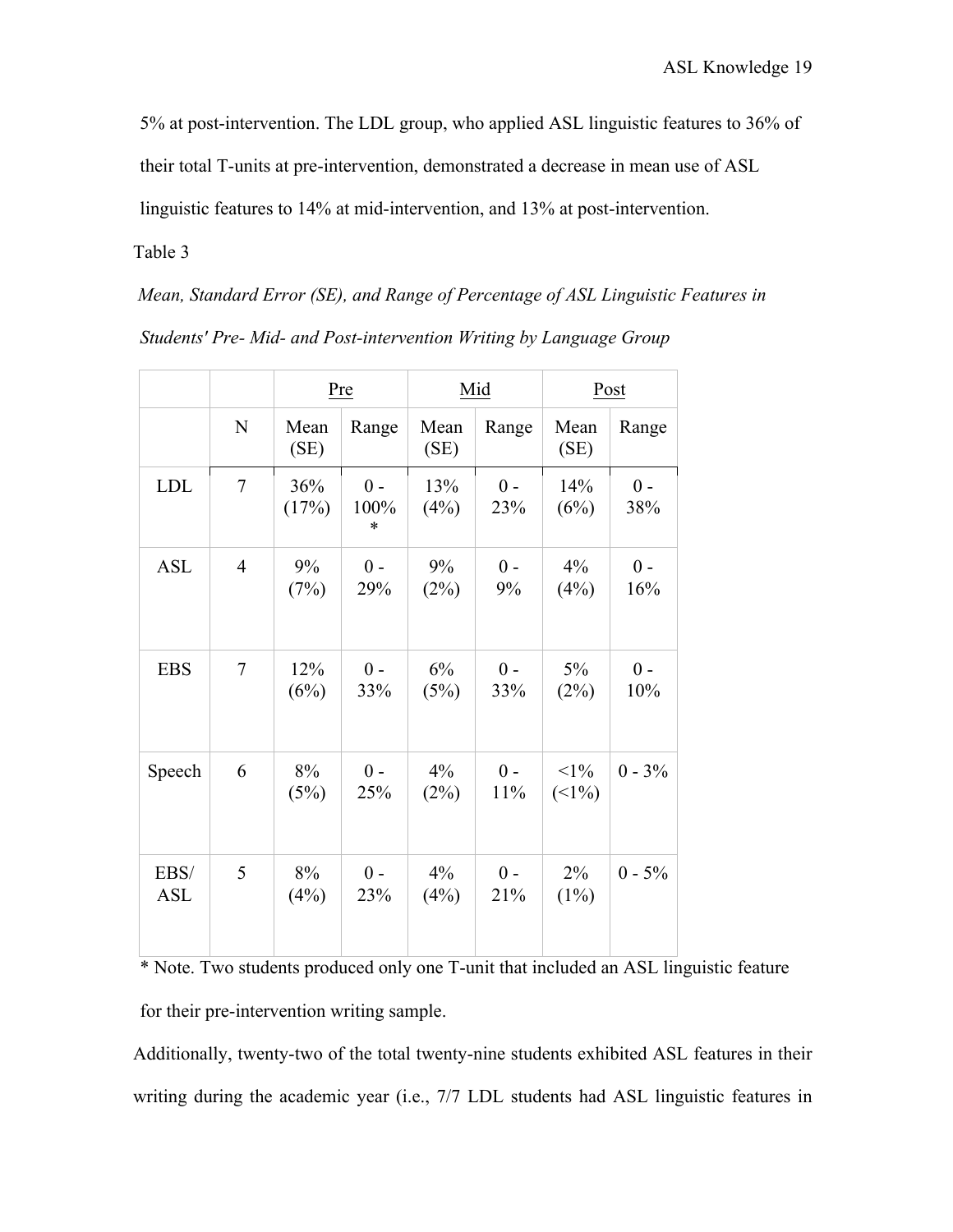5% at post-intervention. The LDL group, who applied ASL linguistic features to 36% of their total T-units at pre-intervention, demonstrated a decrease in mean use of ASL linguistic features to 14% at mid-intervention, and 13% at post-intervention.

Table 3

*Mean, Standard Error (SE), and Range of Percentage of ASL Linguistic Features in Students' Pre- Mid- and Post-intervention Writing by Language Group*

| | | Pre | | Mid | | Post | |
|---|---|---|---|---|---|---|---|
| | N | Mean (SE) | Range | Mean (SE) | Range | Mean (SE) | Range |
| LDL | 7 | 36% (17%) | 0 - 100% * | 13% (4%) | 0 - 23% | 14% (6%) | 0 - 38% |
| ASL | 4 | 9% (7%) | 0 - 29% | 9% (2%) | 0 - 9% | 4% (4%) | 0 - 16% |
| EBS | 7 | 12% (6%) | 0 - 33% | 6% (5%) | 0 - 33% | 5% (2%) | 0 - 10% |
| Speech | 6 | 8% (5%) | 0 - 25% | 4% (2%) | 0 - 11% | <1% (<1%) | 0 - 3% |
| EBS/ ASL | 5 | 8% (4%) | 0 - 23% | 4% (4%) | 0 - 21% | 2% (1%) | 0 - 5% |

* Note. Two students produced only one T-unit that included an ASL linguistic feature for their pre-intervention writing sample.

Additionally, twenty-two of the total twenty-nine students exhibited ASL features in their writing during the academic year (i.e., 7/7 LDL students had ASL linguistic features in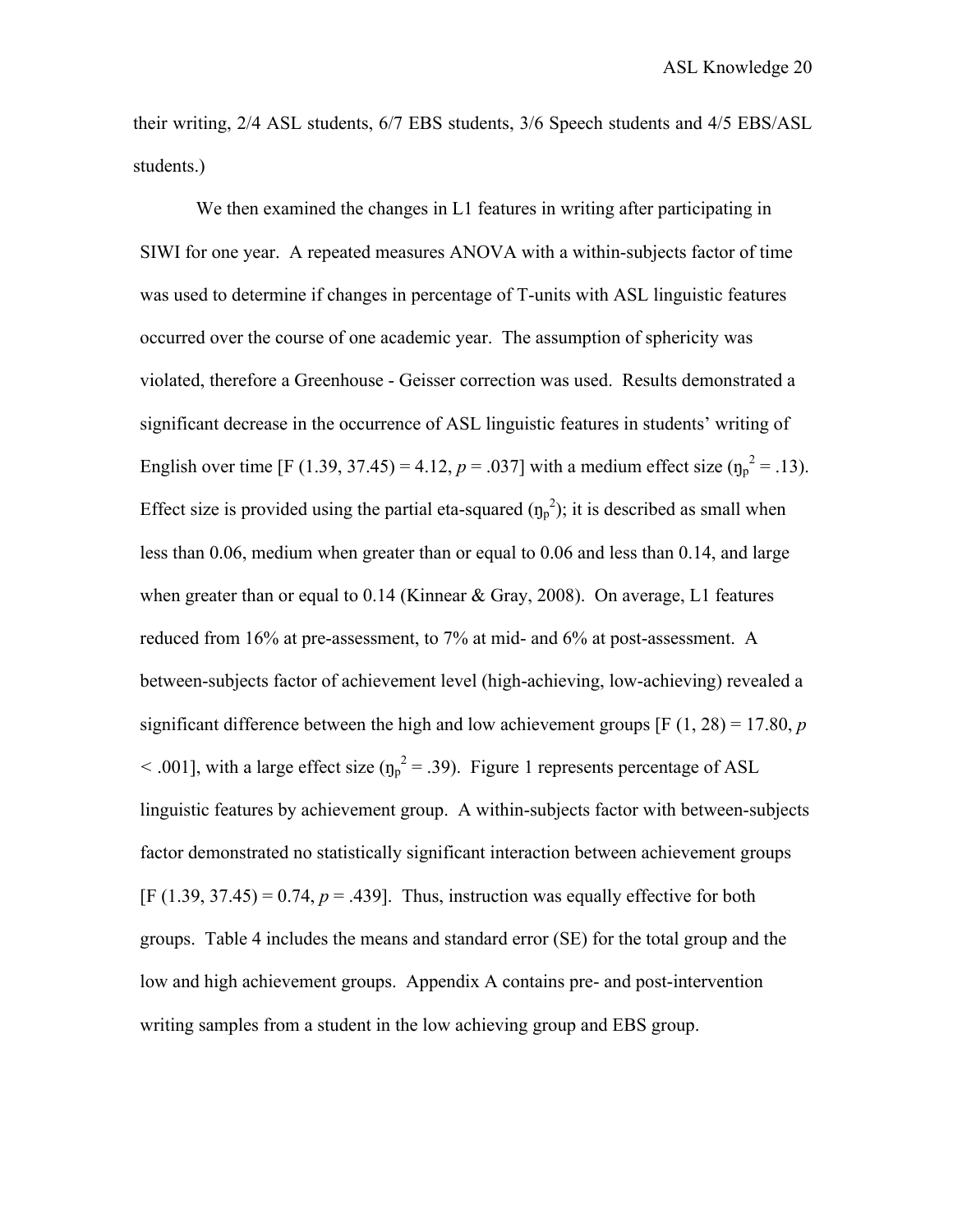their writing, 2/4 ASL students, 6/7 EBS students, 3/6 Speech students and 4/5 EBS/ASL students.)

We then examined the changes in L1 features in writing after participating in SIWI for one year. A repeated measures ANOVA with a within-subjects factor of time was used to determine if changes in percentage of T-units with ASL linguistic features occurred over the course of one academic year. The assumption of sphericity was violated, therefore a Greenhouse - Geisser correction was used. Results demonstrated a significant decrease in the occurrence of ASL linguistic features in students' writing of English over time [$F(1.39, 37.45) = 4.12$, $p = .037$] with a medium effect size ($\eta_p^2 = .13$). Effect size is provided using the partial eta-squared ($\eta_p^2$); it is described as small when less than 0.06, medium when greater than or equal to 0.06 and less than 0.14, and large when greater than or equal to 0.14 (Kinnear & Gray, 2008). On average, L1 features reduced from 16% at pre-assessment, to 7% at mid- and 6% at post-assessment. A between-subjects factor of achievement level (high-achieving, low-achieving) revealed a significant difference between the high and low achievement groups [$F(1, 28) = 17.80$, $p < .001$], with a large effect size ($\eta_p^2 = .39$). Figure 1 represents percentage of ASL linguistic features by achievement group. A within-subjects factor with between-subjects factor demonstrated no statistically significant interaction between achievement groups [$F(1.39, 37.45) = 0.74$, $p = .439$]. Thus, instruction was equally effective for both groups. Table 4 includes the means and standard error (SE) for the total group and the low and high achievement groups. Appendix A contains pre- and post-intervention writing samples from a student in the low achieving group and EBS group.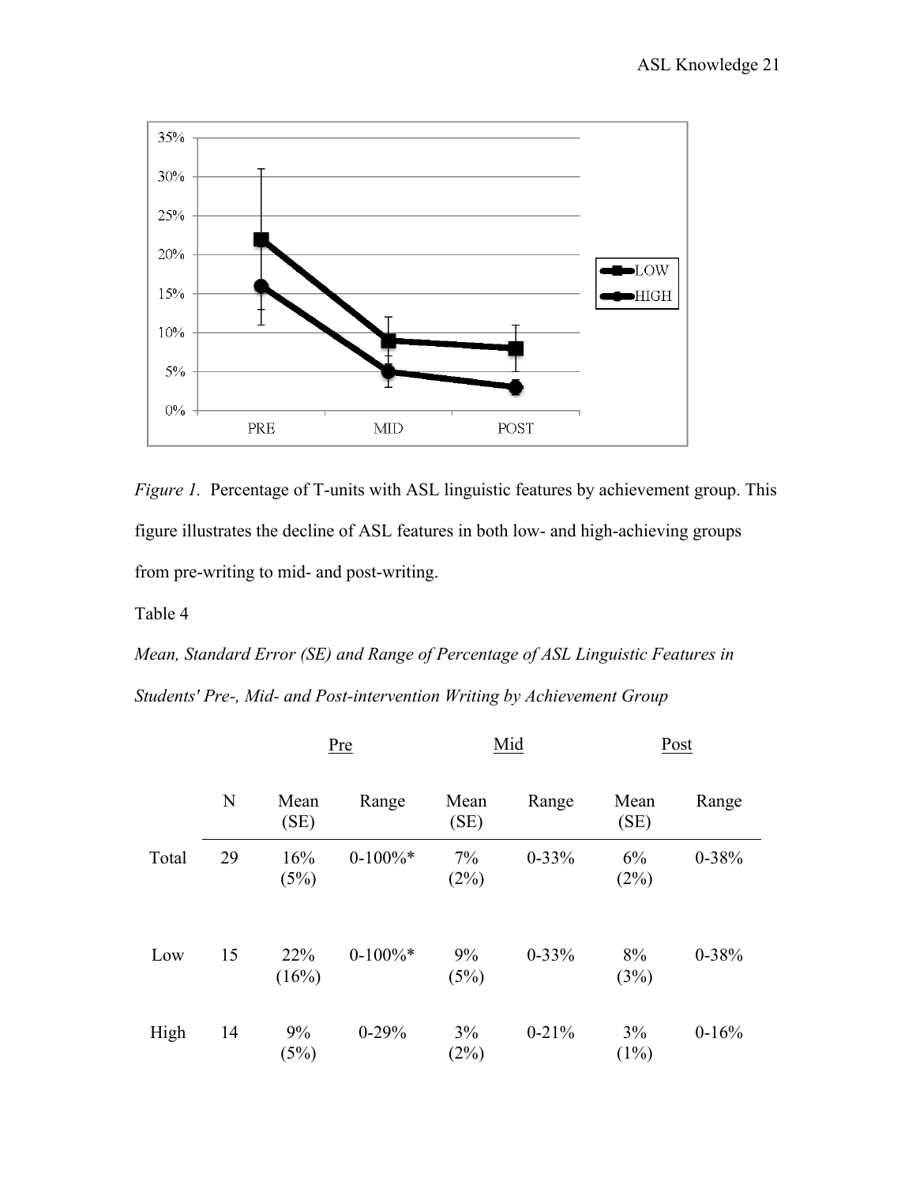*Figure 1.* Percentage of T-units with ASL linguistic features by achievement group. This figure illustrates the decline of ASL features in both low- and high-achieving groups from pre-writing to mid- and post-writing.

Table 4

*Mean, Standard Error (SE) and Range of Percentage of ASL Linguistic Features in Students' Pre-, Mid- and Post-intervention Writing by Achievement Group*

| | | Pre | | Mid | | Post | |
|---|---|---|---|---|---|---|---|
| | N | Mean (SE) | Range | Mean (SE) | Range | Mean (SE) | Range |
| Total | 29 | 16% (5%) | 0-100%* | 7% (2%) | 0-33% | 6% (2%) | 0-38% |
| Low | 15 | 22% (16%) | 0-100%* | 9% (5%) | 0-33% | 8% (3%) | 0-38% |
| High | 14 | 9% (5%) | 0-29% | 3% (2%) | 0-21% | 3% (1%) | 0-16% |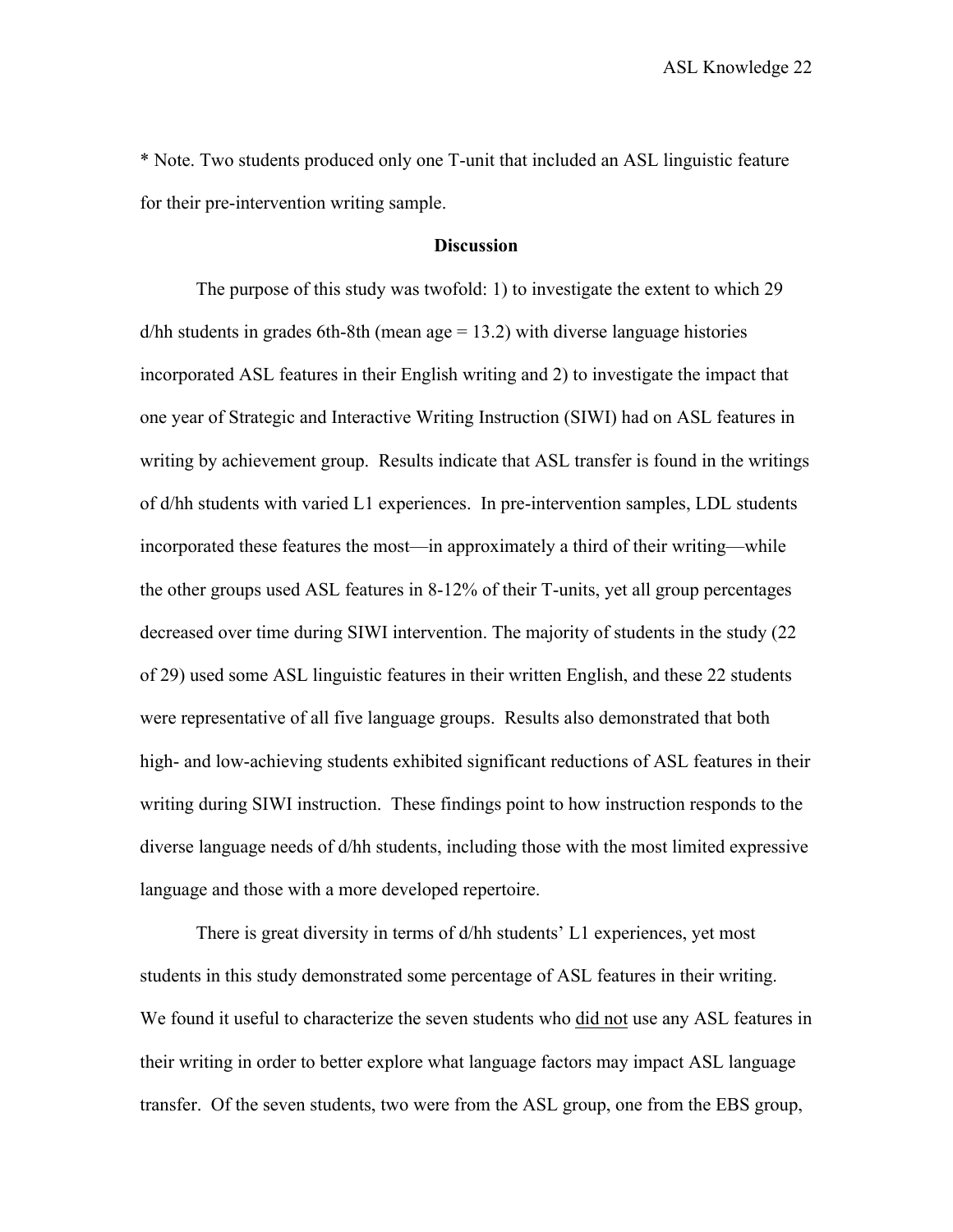* Note. Two students produced only one T-unit that included an ASL linguistic feature for their pre-intervention writing sample.

## Discussion

The purpose of this study was twofold: 1) to investigate the extent to which 29 d/hh students in grades 6th-8th (mean age = 13.2) with diverse language histories incorporated ASL features in their English writing and 2) to investigate the impact that one year of Strategic and Interactive Writing Instruction (SIWI) had on ASL features in writing by achievement group. Results indicate that ASL transfer is found in the writings of d/hh students with varied L1 experiences. In pre-intervention samples, LDL students incorporated these features the most—in approximately a third of their writing—while the other groups used ASL features in 8-12% of their T-units, yet all group percentages decreased over time during SIWI intervention. The majority of students in the study (22 of 29) used some ASL linguistic features in their written English, and these 22 students were representative of all five language groups. Results also demonstrated that both high- and low-achieving students exhibited significant reductions of ASL features in their writing during SIWI instruction. These findings point to how instruction responds to the diverse language needs of d/hh students, including those with the most limited expressive language and those with a more developed repertoire.

There is great diversity in terms of d/hh students' L1 experiences, yet most students in this study demonstrated some percentage of ASL features in their writing. We found it useful to characterize the seven students who <u>did not</u> use any ASL features in their writing in order to better explore what language factors may impact ASL language transfer. Of the seven students, two were from the ASL group, one from the EBS group,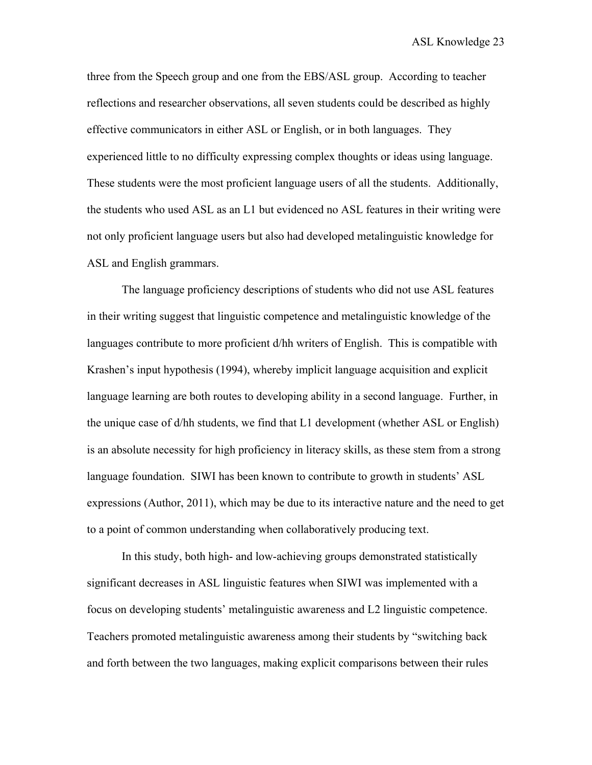three from the Speech group and one from the EBS/ASL group. According to teacher reflections and researcher observations, all seven students could be described as highly effective communicators in either ASL or English, or in both languages. They experienced little to no difficulty expressing complex thoughts or ideas using language. These students were the most proficient language users of all the students. Additionally, the students who used ASL as an L1 but evidenced no ASL features in their writing were not only proficient language users but also had developed metalinguistic knowledge for ASL and English grammars.

The language proficiency descriptions of students who did not use ASL features in their writing suggest that linguistic competence and metalinguistic knowledge of the languages contribute to more proficient d/hh writers of English. This is compatible with Krashen's input hypothesis (1994), whereby implicit language acquisition and explicit language learning are both routes to developing ability in a second language. Further, in the unique case of d/hh students, we find that L1 development (whether ASL or English) is an absolute necessity for high proficiency in literacy skills, as these stem from a strong language foundation. SIWI has been known to contribute to growth in students' ASL expressions (Author, 2011), which may be due to its interactive nature and the need to get to a point of common understanding when collaboratively producing text.

In this study, both high- and low-achieving groups demonstrated statistically significant decreases in ASL linguistic features when SIWI was implemented with a focus on developing students' metalinguistic awareness and L2 linguistic competence. Teachers promoted metalinguistic awareness among their students by "switching back and forth between the two languages, making explicit comparisons between their rules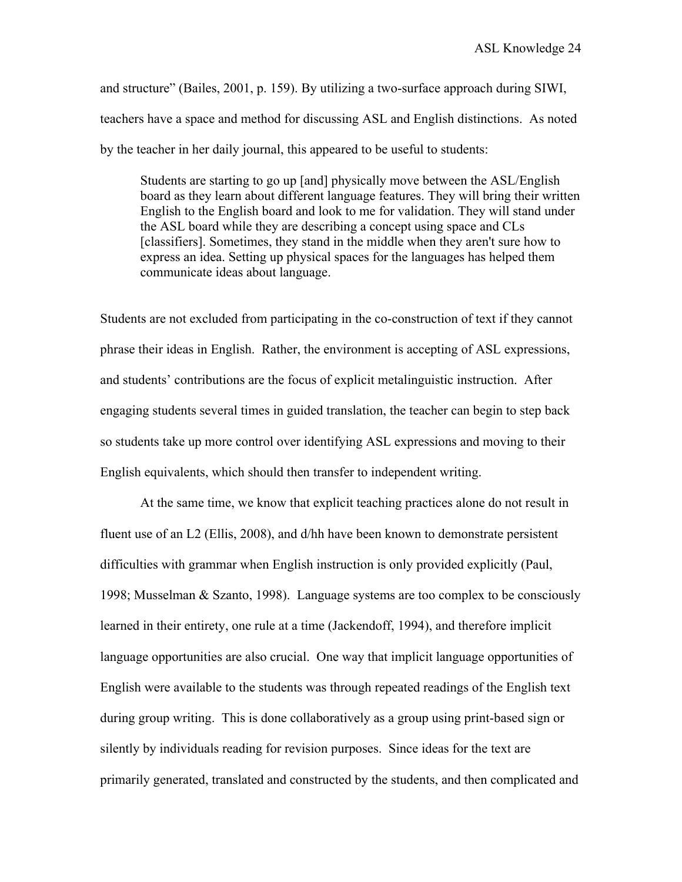and structure" (Bailes, 2001, p. 159). By utilizing a two-surface approach during SIWI, teachers have a space and method for discussing ASL and English distinctions. As noted by the teacher in her daily journal, this appeared to be useful to students:

> Students are starting to go up [and] physically move between the ASL/English board as they learn about different language features. They will bring their written English to the English board and look to me for validation. They will stand under the ASL board while they are describing a concept using space and CLs [classifiers]. Sometimes, they stand in the middle when they aren't sure how to express an idea. Setting up physical spaces for the languages has helped them communicate ideas about language.

Students are not excluded from participating in the co-construction of text if they cannot phrase their ideas in English. Rather, the environment is accepting of ASL expressions, and students' contributions are the focus of explicit metalinguistic instruction. After engaging students several times in guided translation, the teacher can begin to step back so students take up more control over identifying ASL expressions and moving to their English equivalents, which should then transfer to independent writing.

At the same time, we know that explicit teaching practices alone do not result in fluent use of an L2 (Ellis, 2008), and d/hh have been known to demonstrate persistent difficulties with grammar when English instruction is only provided explicitly (Paul, 1998; Musselman & Szanto, 1998). Language systems are too complex to be consciously learned in their entirety, one rule at a time (Jackendoff, 1994), and therefore implicit language opportunities are also crucial. One way that implicit language opportunities of English were available to the students was through repeated readings of the English text during group writing. This is done collaboratively as a group using print-based sign or silently by individuals reading for revision purposes. Since ideas for the text are primarily generated, translated and constructed by the students, and then complicated and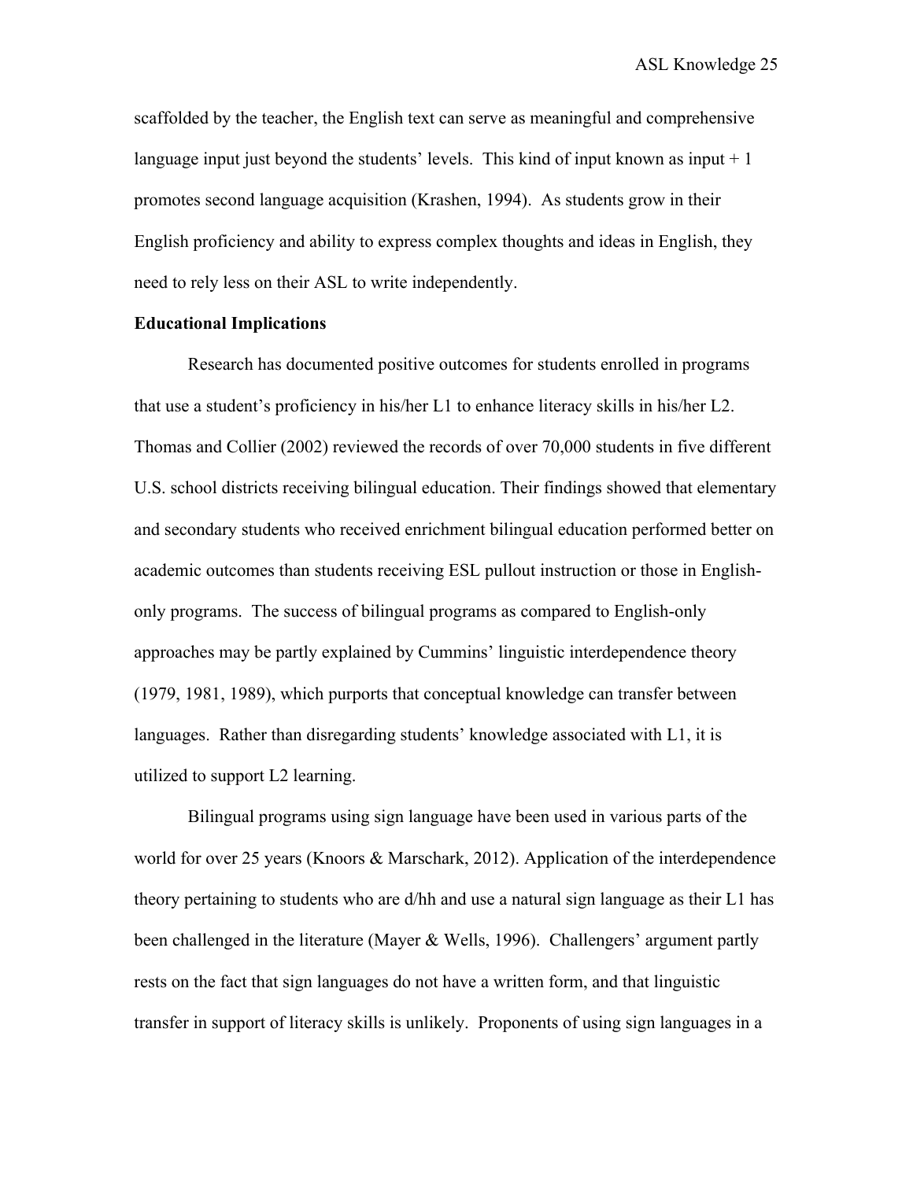scaffolded by the teacher, the English text can serve as meaningful and comprehensive language input just beyond the students' levels. This kind of input known as input + 1 promotes second language acquisition (Krashen, 1994). As students grow in their English proficiency and ability to express complex thoughts and ideas in English, they need to rely less on their ASL to write independently.

**Educational Implications**

Research has documented positive outcomes for students enrolled in programs that use a student's proficiency in his/her L1 to enhance literacy skills in his/her L2. Thomas and Collier (2002) reviewed the records of over 70,000 students in five different U.S. school districts receiving bilingual education. Their findings showed that elementary and secondary students who received enrichment bilingual education performed better on academic outcomes than students receiving ESL pullout instruction or those in English-only programs. The success of bilingual programs as compared to English-only approaches may be partly explained by Cummins' linguistic interdependence theory (1979, 1981, 1989), which purports that conceptual knowledge can transfer between languages. Rather than disregarding students' knowledge associated with L1, it is utilized to support L2 learning.

Bilingual programs using sign language have been used in various parts of the world for over 25 years (Knoors & Marschark, 2012). Application of the interdependence theory pertaining to students who are d/hh and use a natural sign language as their L1 has been challenged in the literature (Mayer & Wells, 1996). Challengers' argument partly rests on the fact that sign languages do not have a written form, and that linguistic transfer in support of literacy skills is unlikely. Proponents of using sign languages in a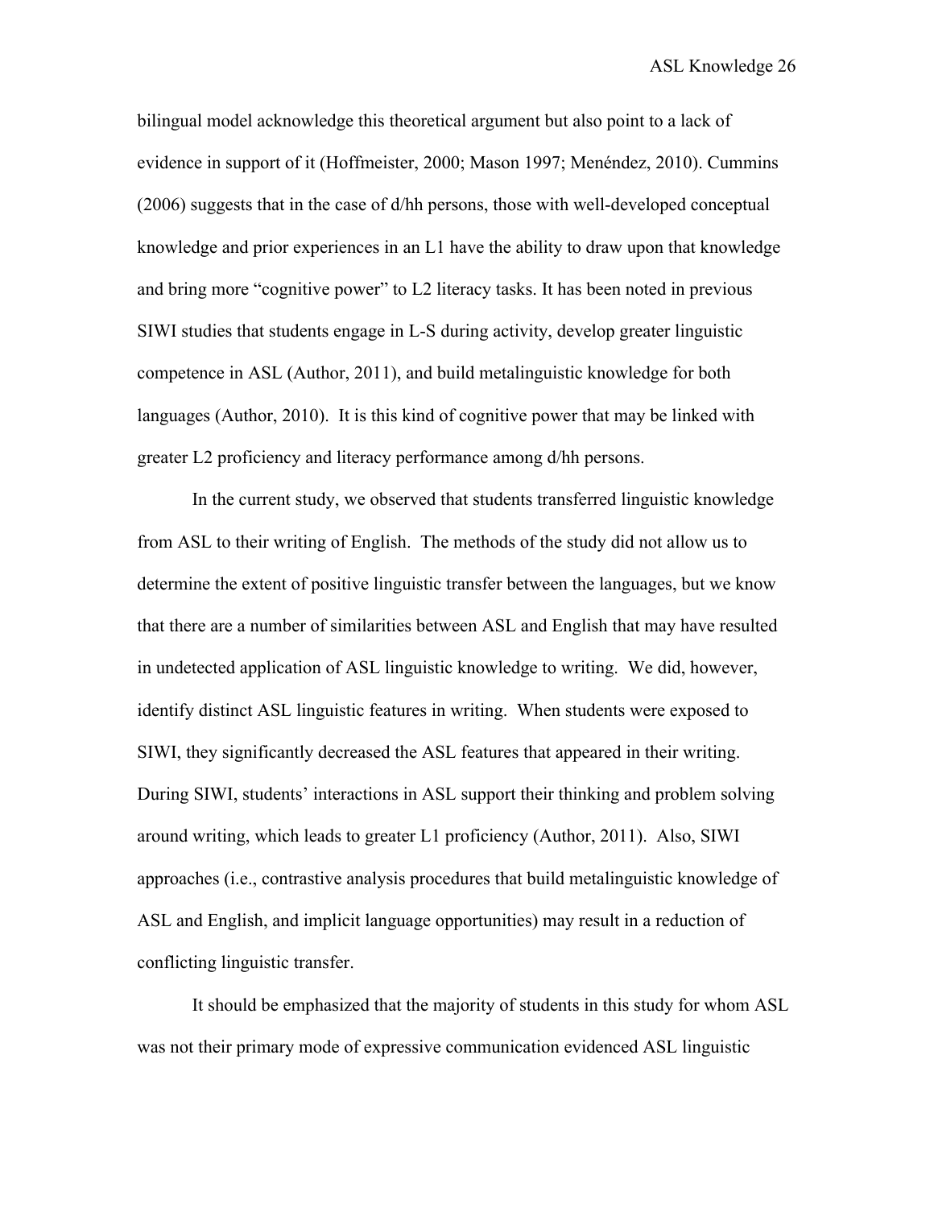bilingual model acknowledge this theoretical argument but also point to a lack of evidence in support of it (Hoffmeister, 2000; Mason 1997; Menéndez, 2010). Cummins (2006) suggests that in the case of d/hh persons, those with well-developed conceptual knowledge and prior experiences in an L1 have the ability to draw upon that knowledge and bring more "cognitive power" to L2 literacy tasks. It has been noted in previous SIWI studies that students engage in L-S during activity, develop greater linguistic competence in ASL (Author, 2011), and build metalinguistic knowledge for both languages (Author, 2010). It is this kind of cognitive power that may be linked with greater L2 proficiency and literacy performance among d/hh persons.

In the current study, we observed that students transferred linguistic knowledge from ASL to their writing of English. The methods of the study did not allow us to determine the extent of positive linguistic transfer between the languages, but we know that there are a number of similarities between ASL and English that may have resulted in undetected application of ASL linguistic knowledge to writing. We did, however, identify distinct ASL linguistic features in writing. When students were exposed to SIWI, they significantly decreased the ASL features that appeared in their writing. During SIWI, students' interactions in ASL support their thinking and problem solving around writing, which leads to greater L1 proficiency (Author, 2011). Also, SIWI approaches (i.e., contrastive analysis procedures that build metalinguistic knowledge of ASL and English, and implicit language opportunities) may result in a reduction of conflicting linguistic transfer.

It should be emphasized that the majority of students in this study for whom ASL was not their primary mode of expressive communication evidenced ASL linguistic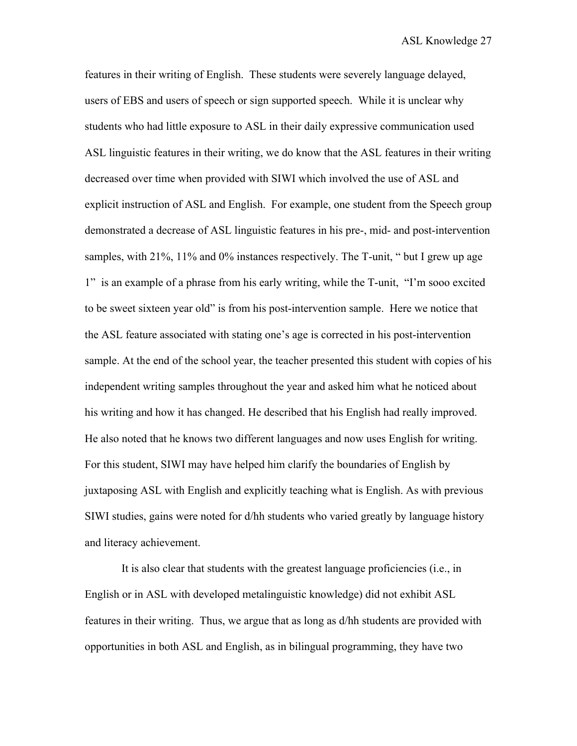features in their writing of English. These students were severely language delayed, users of EBS and users of speech or sign supported speech. While it is unclear why students who had little exposure to ASL in their daily expressive communication used ASL linguistic features in their writing, we do know that the ASL features in their writing decreased over time when provided with SIWI which involved the use of ASL and explicit instruction of ASL and English. For example, one student from the Speech group demonstrated a decrease of ASL linguistic features in his pre-, mid- and post-intervention samples, with 21%, 11% and 0% instances respectively. The T-unit, " but I grew up age 1" is an example of a phrase from his early writing, while the T-unit, "I'm sooo excited to be sweet sixteen year old" is from his post-intervention sample. Here we notice that the ASL feature associated with stating one's age is corrected in his post-intervention sample. At the end of the school year, the teacher presented this student with copies of his independent writing samples throughout the year and asked him what he noticed about his writing and how it has changed. He described that his English had really improved. He also noted that he knows two different languages and now uses English for writing. For this student, SIWI may have helped him clarify the boundaries of English by juxtaposing ASL with English and explicitly teaching what is English. As with previous SIWI studies, gains were noted for d/hh students who varied greatly by language history and literacy achievement.

It is also clear that students with the greatest language proficiencies (i.e., in English or in ASL with developed metalinguistic knowledge) did not exhibit ASL features in their writing. Thus, we argue that as long as d/hh students are provided with opportunities in both ASL and English, as in bilingual programming, they have two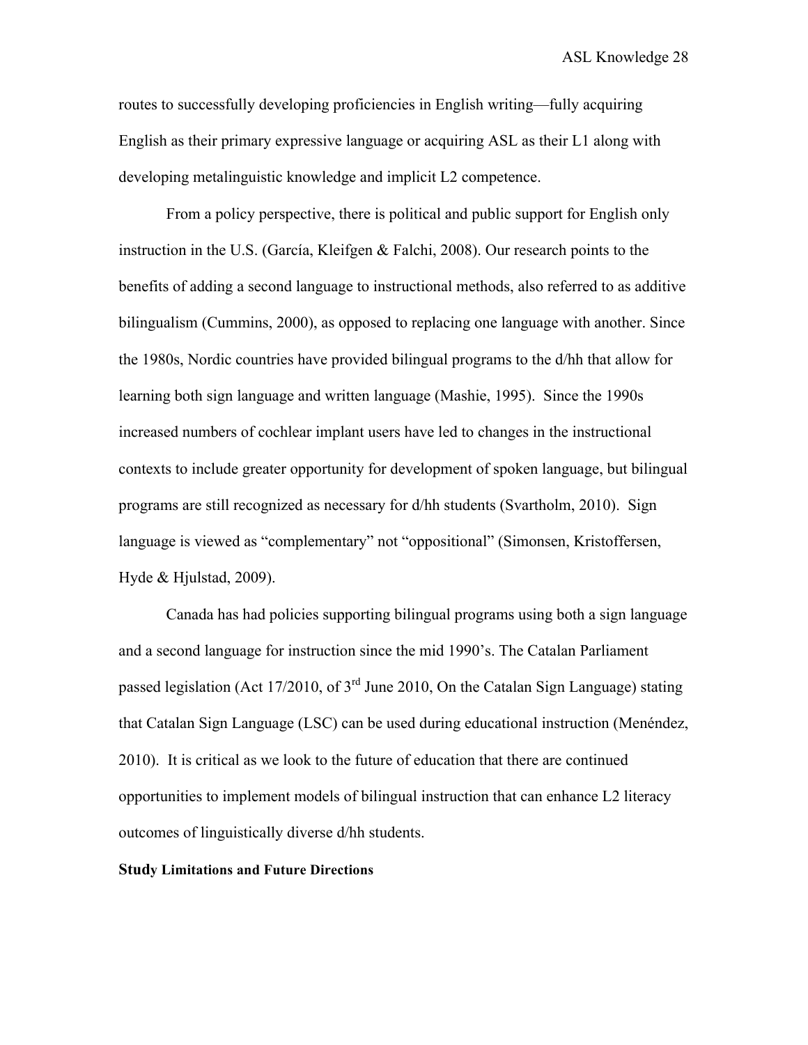routes to successfully developing proficiencies in English writing—fully acquiring English as their primary expressive language or acquiring ASL as their L1 along with developing metalinguistic knowledge and implicit L2 competence.

From a policy perspective, there is political and public support for English only instruction in the U.S. (García, Kleifgen & Falchi, 2008). Our research points to the benefits of adding a second language to instructional methods, also referred to as additive bilingualism (Cummins, 2000), as opposed to replacing one language with another. Since the 1980s, Nordic countries have provided bilingual programs to the d/hh that allow for learning both sign language and written language (Mashie, 1995). Since the 1990s increased numbers of cochlear implant users have led to changes in the instructional contexts to include greater opportunity for development of spoken language, but bilingual programs are still recognized as necessary for d/hh students (Svartholm, 2010). Sign language is viewed as "complementary" not "oppositional" (Simonsen, Kristoffersen, Hyde & Hjulstad, 2009).

Canada has had policies supporting bilingual programs using both a sign language and a second language for instruction since the mid 1990's. The Catalan Parliament passed legislation (Act 17/2010, of 3rd June 2010, On the Catalan Sign Language) stating that Catalan Sign Language (LSC) can be used during educational instruction (Menéndez, 2010). It is critical as we look to the future of education that there are continued opportunities to implement models of bilingual instruction that can enhance L2 literacy outcomes of linguistically diverse d/hh students.

**Study Limitations and Future Directions**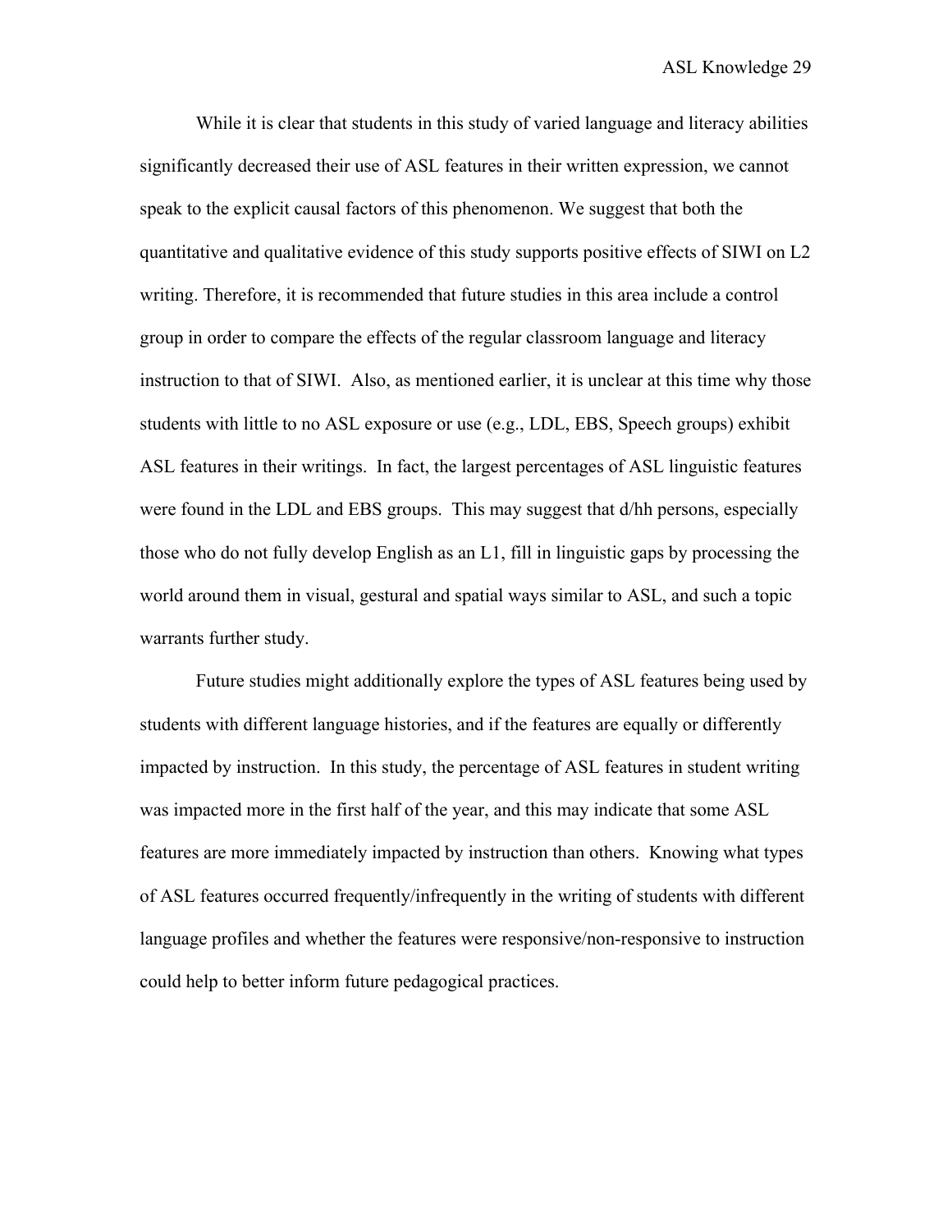While it is clear that students in this study of varied language and literacy abilities significantly decreased their use of ASL features in their written expression, we cannot speak to the explicit causal factors of this phenomenon. We suggest that both the quantitative and qualitative evidence of this study supports positive effects of SIWI on L2 writing. Therefore, it is recommended that future studies in this area include a control group in order to compare the effects of the regular classroom language and literacy instruction to that of SIWI. Also, as mentioned earlier, it is unclear at this time why those students with little to no ASL exposure or use (e.g., LDL, EBS, Speech groups) exhibit ASL features in their writings. In fact, the largest percentages of ASL linguistic features were found in the LDL and EBS groups. This may suggest that d/hh persons, especially those who do not fully develop English as an L1, fill in linguistic gaps by processing the world around them in visual, gestural and spatial ways similar to ASL, and such a topic warrants further study.

Future studies might additionally explore the types of ASL features being used by students with different language histories, and if the features are equally or differently impacted by instruction. In this study, the percentage of ASL features in student writing was impacted more in the first half of the year, and this may indicate that some ASL features are more immediately impacted by instruction than others. Knowing what types of ASL features occurred frequently/infrequently in the writing of students with different language profiles and whether the features were responsive/non-responsive to instruction could help to better inform future pedagogical practices.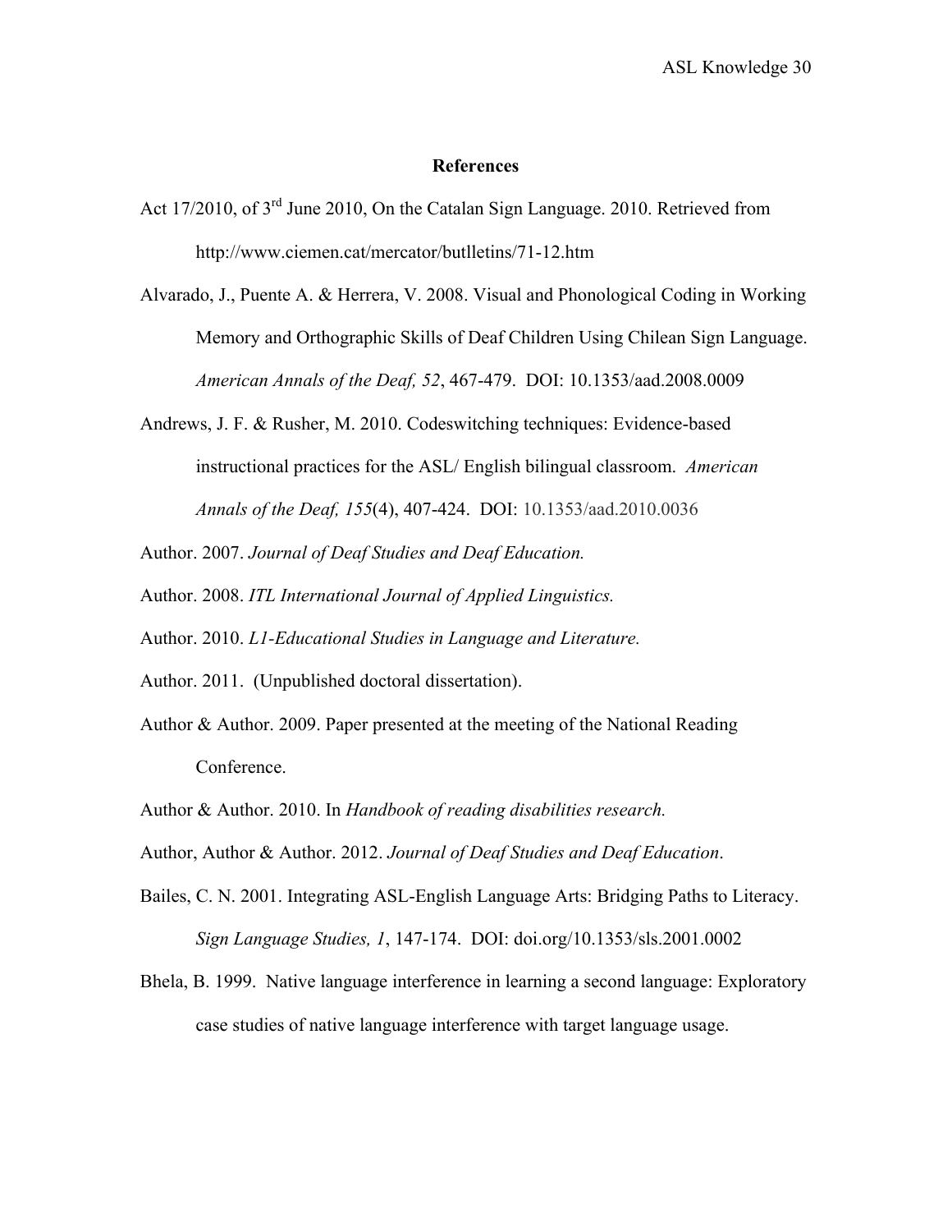## References

Act 17/2010, of 3rd June 2010, On the Catalan Sign Language. 2010. Retrieved from http://www.ciemen.cat/mercator/butlletins/71-12.htm

Alvarado, J., Puente A. & Herrera, V. 2008. Visual and Phonological Coding in Working Memory and Orthographic Skills of Deaf Children Using Chilean Sign Language. *American Annals of the Deaf, 52*, 467-479. DOI: 10.1353/aad.2008.0009

Andrews, J. F. & Rusher, M. 2010. Codeswitching techniques: Evidence-based instructional practices for the ASL/ English bilingual classroom. *American Annals of the Deaf, 155*(4), 407-424. DOI: 10.1353/aad.2010.0036

Author. 2007. *Journal of Deaf Studies and Deaf Education.*

Author. 2008. *ITL International Journal of Applied Linguistics.*

Author. 2010. *L1-Educational Studies in Language and Literature.*

Author. 2011. (Unpublished doctoral dissertation).

Author & Author. 2009. Paper presented at the meeting of the National Reading Conference.

Author & Author. 2010. In *Handbook of reading disabilities research.*

Author, Author & Author. 2012. *Journal of Deaf Studies and Deaf Education*.

Bailes, C. N. 2001. Integrating ASL-English Language Arts: Bridging Paths to Literacy. *Sign Language Studies, 1*, 147-174. DOI: doi.org/10.1353/sls.2001.0002

Bhela, B. 1999. Native language interference in learning a second language: Exploratory case studies of native language interference with target language usage.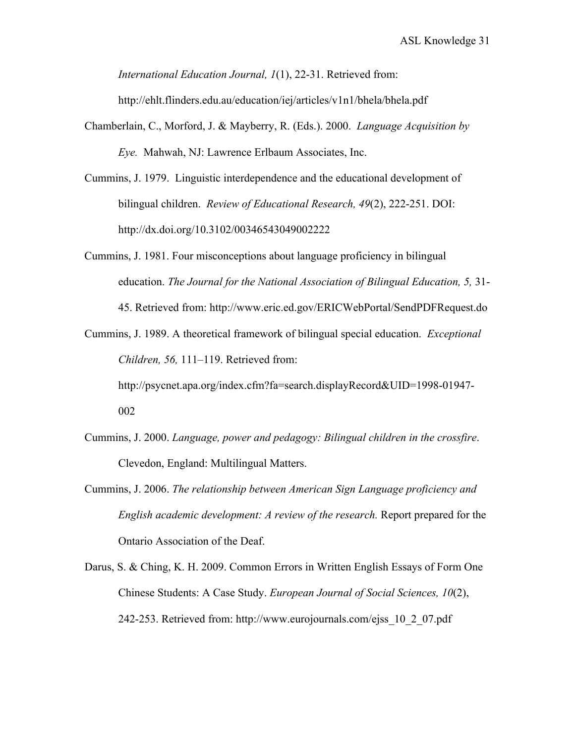*International Education Journal, 1*(1), 22-31. Retrieved from: http://ehlt.flinders.edu.au/education/iej/articles/v1n1/bhela/bhela.pdf

Chamberlain, C., Morford, J. & Mayberry, R. (Eds.). 2000. *Language Acquisition by Eye.* Mahwah, NJ: Lawrence Erlbaum Associates, Inc.

Cummins, J. 1979. Linguistic interdependence and the educational development of bilingual children. *Review of Educational Research, 49*(2), 222-251. DOI: http://dx.doi.org/10.3102/00346543049002222

Cummins, J. 1981. Four misconceptions about language proficiency in bilingual education. *The Journal for the National Association of Bilingual Education, 5,* 31-45. Retrieved from: http://www.eric.ed.gov/ERICWebPortal/SendPDFRequest.do

Cummins, J. 1989. A theoretical framework of bilingual special education. *Exceptional Children, 56,* 111–119. Retrieved from: http://psycnet.apa.org/index.cfm?fa=search.displayRecord&UID=1998-01947-002

Cummins, J. 2000. *Language, power and pedagogy: Bilingual children in the crossfire*. Clevedon, England: Multilingual Matters.

Cummins, J. 2006. *The relationship between American Sign Language proficiency and English academic development: A review of the research.* Report prepared for the Ontario Association of the Deaf.

Darus, S. & Ching, K. H. 2009. Common Errors in Written English Essays of Form One Chinese Students: A Case Study. *European Journal of Social Sciences, 10*(2), 242-253. Retrieved from: http://www.eurojournals.com/ejss_10_2_07.pdf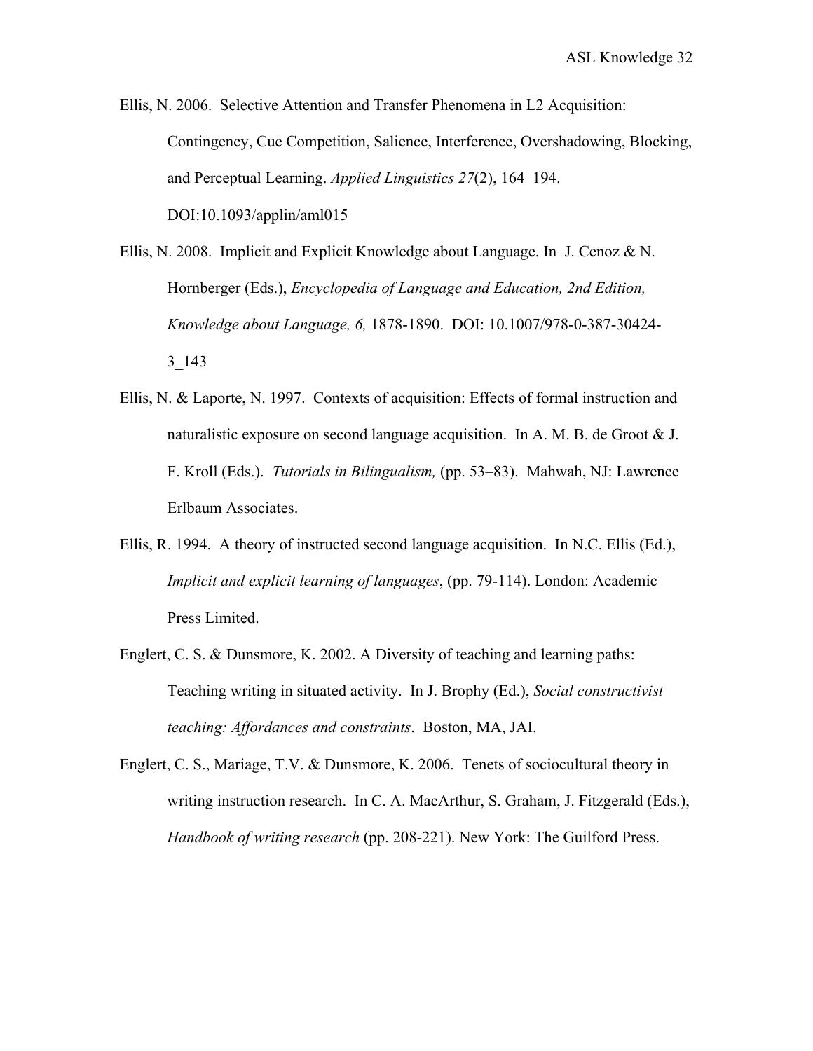Ellis, N. 2006. Selective Attention and Transfer Phenomena in L2 Acquisition: Contingency, Cue Competition, Salience, Interference, Overshadowing, Blocking, and Perceptual Learning. *Applied Linguistics 27*(2), 164–194. DOI:10.1093/applin/aml015

Ellis, N. 2008. Implicit and Explicit Knowledge about Language. In J. Cenoz & N. Hornberger (Eds.), *Encyclopedia of Language and Education, 2nd Edition, Knowledge about Language, 6,* 1878-1890. DOI: 10.1007/978-0-387-30424-3_143

Ellis, N. & Laporte, N. 1997. Contexts of acquisition: Effects of formal instruction and naturalistic exposure on second language acquisition. In A. M. B. de Groot & J. F. Kroll (Eds.). *Tutorials in Bilingualism,* (pp. 53–83). Mahwah, NJ: Lawrence Erlbaum Associates.

Ellis, R. 1994. A theory of instructed second language acquisition. In N.C. Ellis (Ed.), *Implicit and explicit learning of languages*, (pp. 79-114). London: Academic Press Limited.

Englert, C. S. & Dunsmore, K. 2002. A Diversity of teaching and learning paths: Teaching writing in situated activity. In J. Brophy (Ed.), *Social constructivist teaching: Affordances and constraints*. Boston, MA, JAI.

Englert, C. S., Mariage, T.V. & Dunsmore, K. 2006. Tenets of sociocultural theory in writing instruction research. In C. A. MacArthur, S. Graham, J. Fitzgerald (Eds.), *Handbook of writing research* (pp. 208-221). New York: The Guilford Press.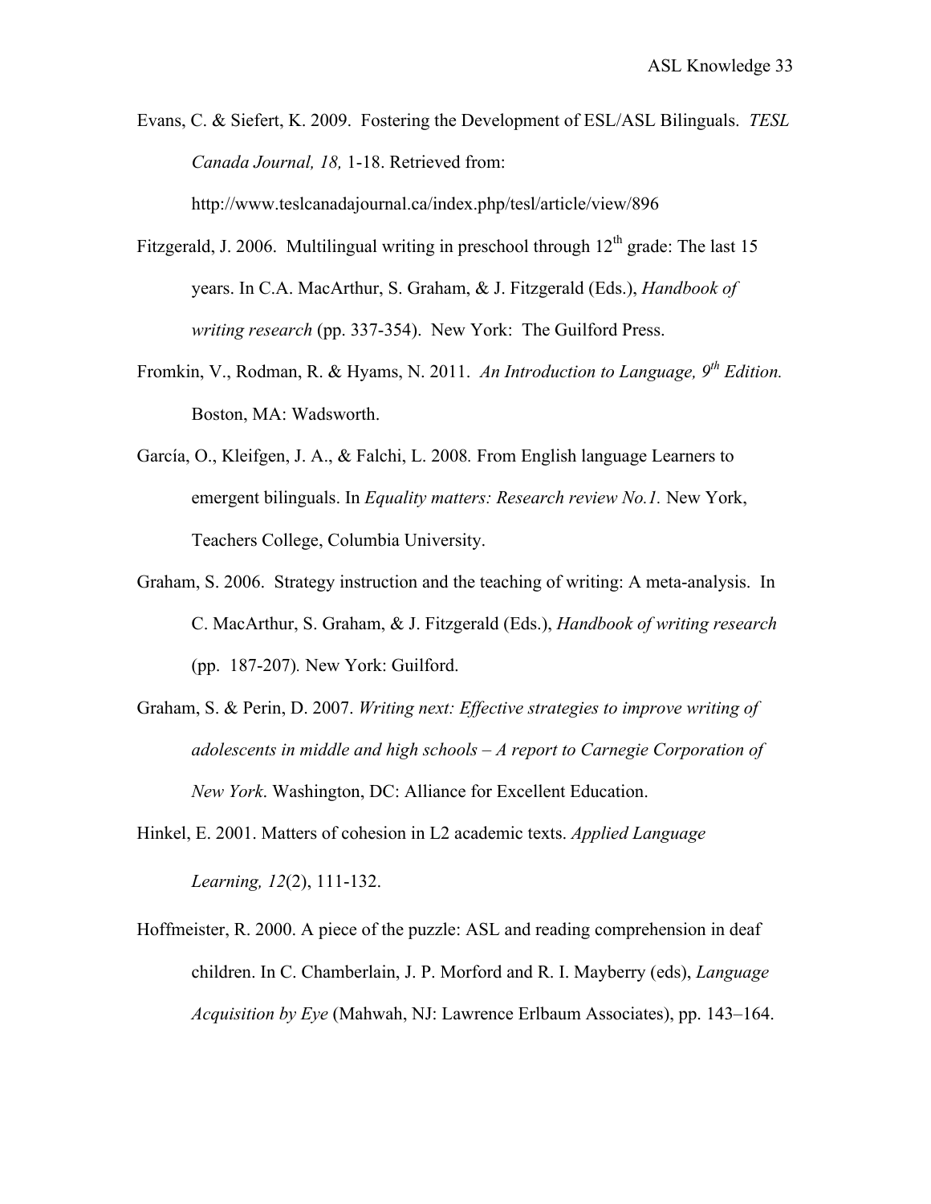Evans, C. & Siefert, K. 2009. Fostering the Development of ESL/ASL Bilinguals. *TESL Canada Journal, 18,* 1-18. Retrieved from: http://www.teslcanadajournal.ca/index.php/tesl/article/view/896

Fitzgerald, J. 2006. Multilingual writing in preschool through 12th grade: The last 15 years. In C.A. MacArthur, S. Graham, & J. Fitzgerald (Eds.), *Handbook of writing research* (pp. 337-354). New York: The Guilford Press.

Fromkin, V., Rodman, R. & Hyams, N. 2011. *An Introduction to Language, 9th Edition.* Boston, MA: Wadsworth.

García, O., Kleifgen, J. A., & Falchi, L. 2008. From English language Learners to emergent bilinguals. In *Equality matters: Research review No.1.* New York, Teachers College, Columbia University.

Graham, S. 2006. Strategy instruction and the teaching of writing: A meta-analysis. In C. MacArthur, S. Graham, & J. Fitzgerald (Eds.), *Handbook of writing research* (pp. 187-207). New York: Guilford.

Graham, S. & Perin, D. 2007. *Writing next: Effective strategies to improve writing of adolescents in middle and high schools – A report to Carnegie Corporation of New York*. Washington, DC: Alliance for Excellent Education.

Hinkel, E. 2001. Matters of cohesion in L2 academic texts. *Applied Language Learning, 12*(2), 111-132.

Hoffmeister, R. 2000. A piece of the puzzle: ASL and reading comprehension in deaf children. In C. Chamberlain, J. P. Morford and R. I. Mayberry (eds), *Language Acquisition by Eye* (Mahwah, NJ: Lawrence Erlbaum Associates), pp. 143–164.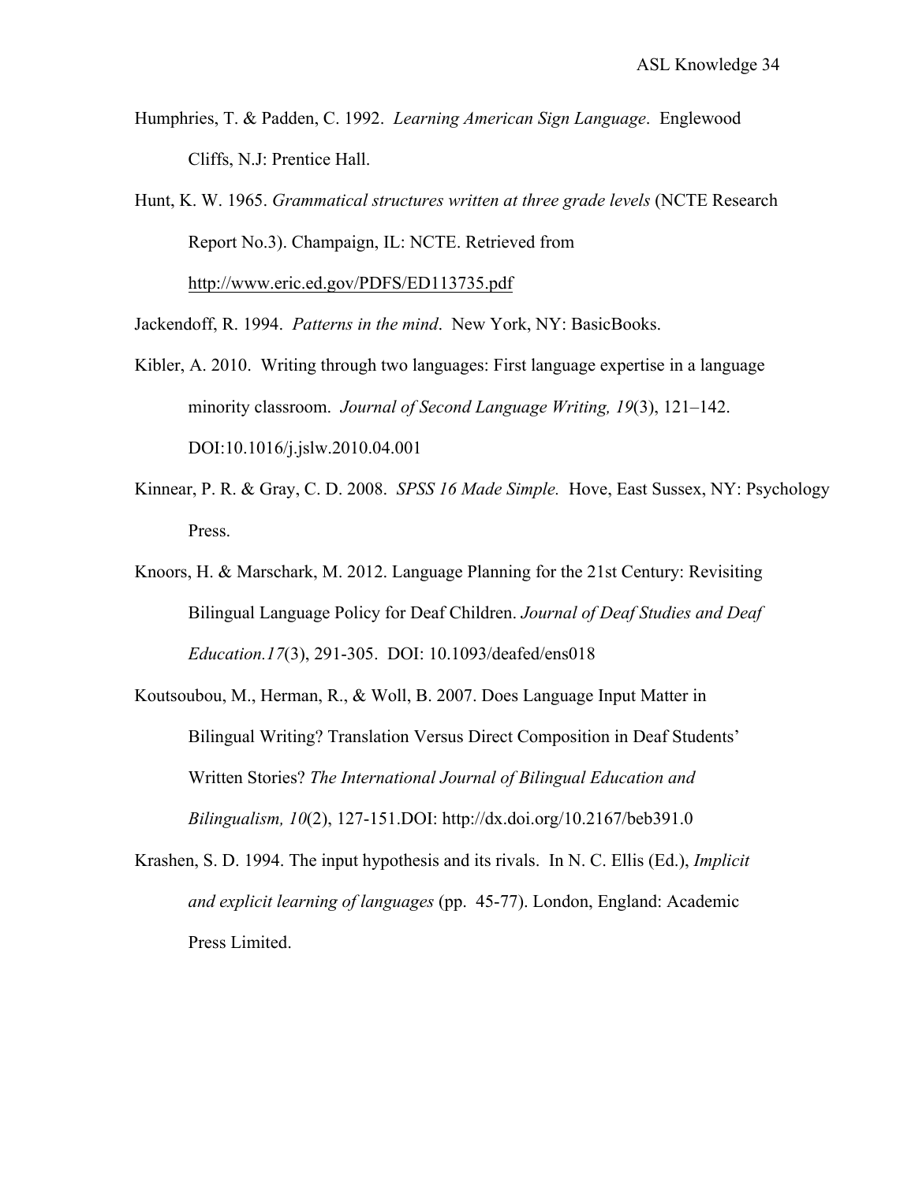Humphries, T. & Padden, C. 1992. *Learning American Sign Language*. Englewood Cliffs, N.J: Prentice Hall.

Hunt, K. W. 1965. *Grammatical structures written at three grade levels* (NCTE Research Report No.3). Champaign, IL: NCTE. Retrieved from http://www.eric.ed.gov/PDFS/ED113735.pdf

Jackendoff, R. 1994. *Patterns in the mind*. New York, NY: BasicBooks.

Kibler, A. 2010. Writing through two languages: First language expertise in a language minority classroom. *Journal of Second Language Writing, 19*(3), 121–142. DOI:10.1016/j.jslw.2010.04.001

Kinnear, P. R. & Gray, C. D. 2008. *SPSS 16 Made Simple.* Hove, East Sussex, NY: Psychology Press.

Knoors, H. & Marschark, M. 2012. Language Planning for the 21st Century: Revisiting Bilingual Language Policy for Deaf Children. *Journal of Deaf Studies and Deaf Education.17*(3), 291-305. DOI: 10.1093/deafed/ens018

Koutsoubou, M., Herman, R., & Woll, B. 2007. Does Language Input Matter in Bilingual Writing? Translation Versus Direct Composition in Deaf Students' Written Stories? *The International Journal of Bilingual Education and Bilingualism, 10*(2), 127-151.DOI: http://dx.doi.org/10.2167/beb391.0

Krashen, S. D. 1994. The input hypothesis and its rivals. In N. C. Ellis (Ed.), *Implicit and explicit learning of languages* (pp. 45-77). London, England: Academic Press Limited.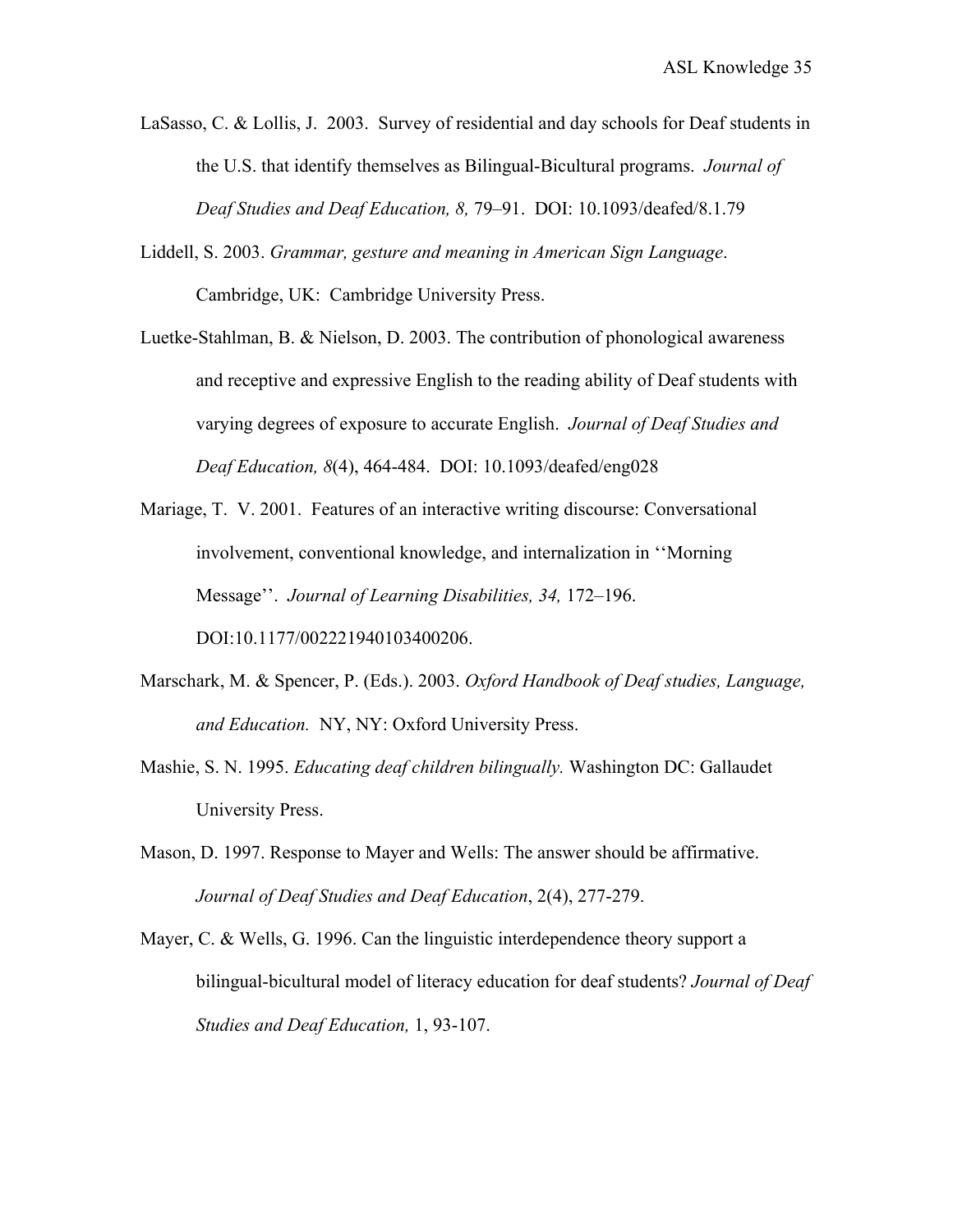LaSasso, C. & Lollis, J. 2003. Survey of residential and day schools for Deaf students in the U.S. that identify themselves as Bilingual-Bicultural programs. *Journal of Deaf Studies and Deaf Education, 8,* 79–91. DOI: 10.1093/deafed/8.1.79

Liddell, S. 2003. *Grammar, gesture and meaning in American Sign Language*. Cambridge, UK: Cambridge University Press.

Luetke-Stahlman, B. & Nielson, D. 2003. The contribution of phonological awareness and receptive and expressive English to the reading ability of Deaf students with varying degrees of exposure to accurate English. *Journal of Deaf Studies and Deaf Education, 8*(4), 464-484. DOI: 10.1093/deafed/eng028

Mariage, T. V. 2001. Features of an interactive writing discourse: Conversational involvement, conventional knowledge, and internalization in ''Morning Message''. *Journal of Learning Disabilities, 34,* 172–196. DOI:10.1177/002221940103400206.

Marschark, M. & Spencer, P. (Eds.). 2003. *Oxford Handbook of Deaf studies, Language, and Education.* NY, NY: Oxford University Press.

Mashie, S. N. 1995. *Educating deaf children bilingually.* Washington DC: Gallaudet University Press.

Mason, D. 1997. Response to Mayer and Wells: The answer should be affirmative. *Journal of Deaf Studies and Deaf Education*, 2(4), 277-279.

Mayer, C. & Wells, G. 1996. Can the linguistic interdependence theory support a bilingual-bicultural model of literacy education for deaf students? *Journal of Deaf Studies and Deaf Education,* 1, 93-107.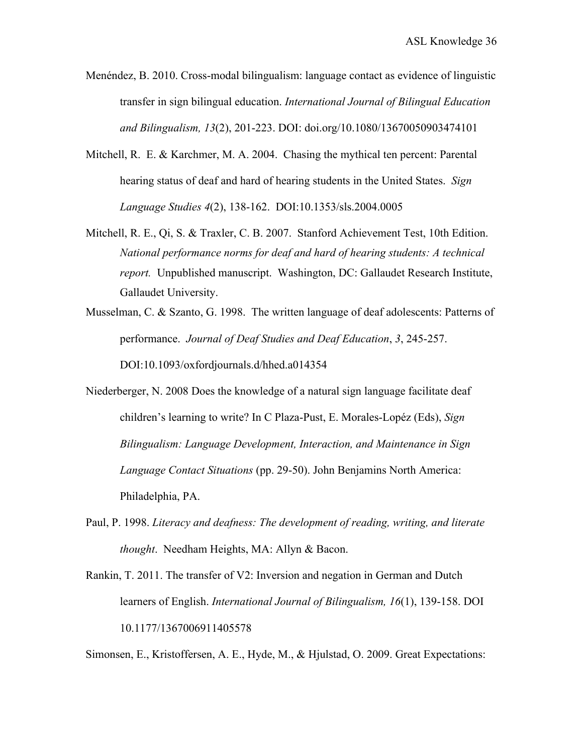Menéndez, B. 2010. Cross-modal bilingualism: language contact as evidence of linguistic transfer in sign bilingual education. *International Journal of Bilingual Education and Bilingualism, 13*(2), 201-223. DOI: doi.org/10.1080/13670050903474101

Mitchell, R. E. & Karchmer, M. A. 2004. Chasing the mythical ten percent: Parental hearing status of deaf and hard of hearing students in the United States. *Sign Language Studies 4*(2), 138-162. DOI:10.1353/sls.2004.0005

Mitchell, R. E., Qi, S. & Traxler, C. B. 2007. Stanford Achievement Test, 10th Edition. *National performance norms for deaf and hard of hearing students: A technical report.* Unpublished manuscript. Washington, DC: Gallaudet Research Institute, Gallaudet University.

Musselman, C. & Szanto, G. 1998. The written language of deaf adolescents: Patterns of performance. *Journal of Deaf Studies and Deaf Education*, *3*, 245-257. DOI:10.1093/oxfordjournals.d/hhed.a014354

Niederberger, N. 2008 Does the knowledge of a natural sign language facilitate deaf children's learning to write? In C Plaza-Pust, E. Morales-Lopéz (Eds), *Sign Bilingualism: Language Development, Interaction, and Maintenance in Sign Language Contact Situations* (pp. 29-50). John Benjamins North America: Philadelphia, PA.

Paul, P. 1998. *Literacy and deafness: The development of reading, writing, and literate thought*. Needham Heights, MA: Allyn & Bacon.

Rankin, T. 2011. The transfer of V2: Inversion and negation in German and Dutch learners of English. *International Journal of Bilingualism, 16*(1), 139-158. DOI 10.1177/1367006911405578

Simonsen, E., Kristoffersen, A. E., Hyde, M., & Hjulstad, O. 2009. Great Expectations: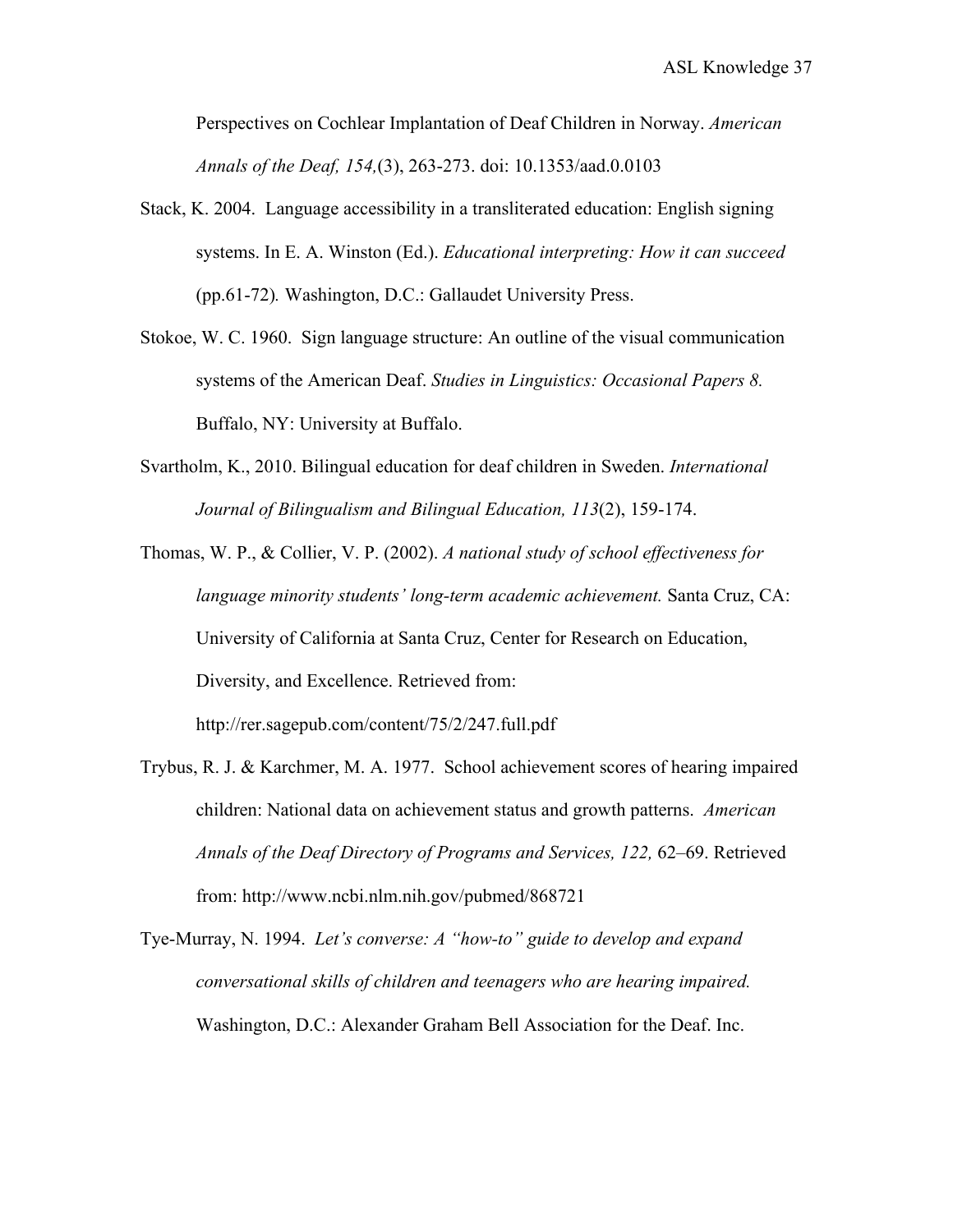Perspectives on Cochlear Implantation of Deaf Children in Norway. *American Annals of the Deaf, 154,*(3), 263-273. doi: 10.1353/aad.0.0103

Stack, K. 2004. Language accessibility in a transliterated education: English signing systems. In E. A. Winston (Ed.). *Educational interpreting: How it can succeed* (pp.61-72)*.* Washington, D.C.: Gallaudet University Press.

Stokoe, W. C. 1960. Sign language structure: An outline of the visual communication systems of the American Deaf. *Studies in Linguistics: Occasional Papers 8.* Buffalo, NY: University at Buffalo.

Svartholm, K., 2010. Bilingual education for deaf children in Sweden. *International Journal of Bilingualism and Bilingual Education, 113*(2), 159-174.

Thomas, W. P., & Collier, V. P. (2002). *A national study of school effectiveness for language minority students' long-term academic achievement.* Santa Cruz, CA: University of California at Santa Cruz, Center for Research on Education, Diversity, and Excellence. Retrieved from: http://rer.sagepub.com/content/75/2/247.full.pdf

Trybus, R. J. & Karchmer, M. A. 1977. School achievement scores of hearing impaired children: National data on achievement status and growth patterns. *American Annals of the Deaf Directory of Programs and Services, 122,* 62–69. Retrieved from: http://www.ncbi.nlm.nih.gov/pubmed/868721

Tye-Murray, N. 1994. *Let's converse: A "how-to" guide to develop and expand conversational skills of children and teenagers who are hearing impaired.* Washington, D.C.: Alexander Graham Bell Association for the Deaf. Inc.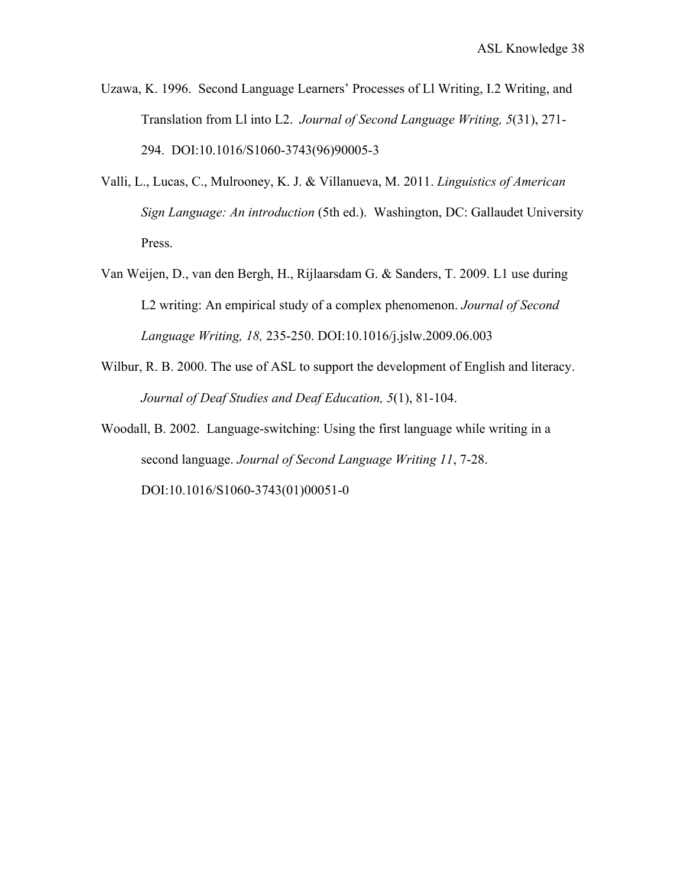Uzawa, K. 1996. Second Language Learners' Processes of Ll Writing, I.2 Writing, and Translation from Ll into L2. *Journal of Second Language Writing, 5*(31), 271-294. DOI:10.1016/S1060-3743(96)90005-3

Valli, L., Lucas, C., Mulrooney, K. J. & Villanueva, M. 2011. *Linguistics of American Sign Language: An introduction* (5th ed.). Washington, DC: Gallaudet University Press.

Van Weijen, D., van den Bergh, H., Rijlaarsdam G. & Sanders, T. 2009. L1 use during L2 writing: An empirical study of a complex phenomenon. *Journal of Second Language Writing, 18,* 235-250. DOI:10.1016/j.jslw.2009.06.003

Wilbur, R. B. 2000. The use of ASL to support the development of English and literacy. *Journal of Deaf Studies and Deaf Education, 5*(1), 81-104.

Woodall, B. 2002. Language-switching: Using the first language while writing in a second language. *Journal of Second Language Writing 11*, 7-28. DOI:10.1016/S1060-3743(01)00051-0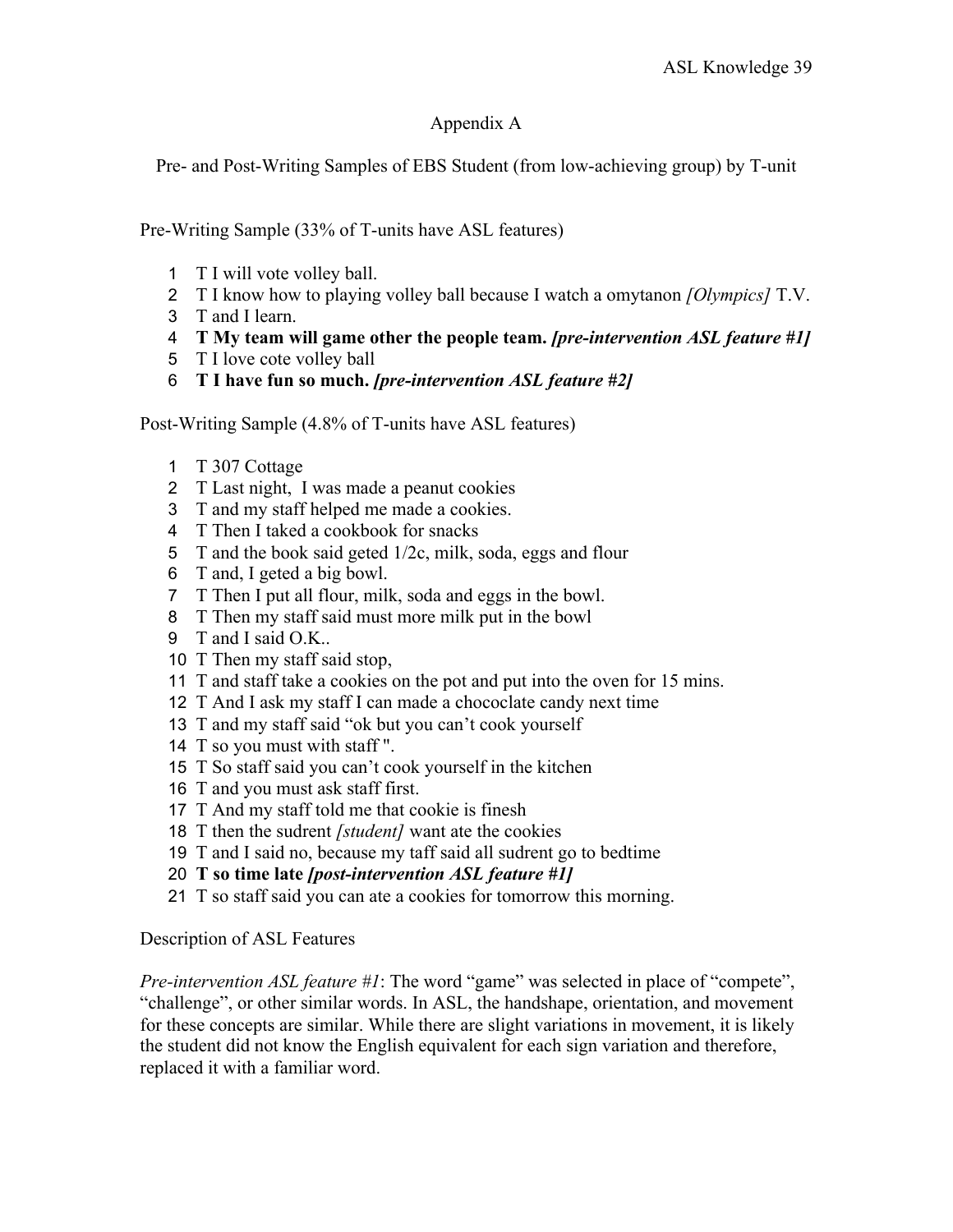# Appendix A

Pre- and Post-Writing Samples of EBS Student (from low-achieving group) by T-unit

Pre-Writing Sample (33% of T-units have ASL features)

1. T I will vote volley ball.
2. T I know how to playing volley ball because I watch a omytanon *[Olympics]* T.V.
3. T and I learn.
4. **T My team will game other the people team.** ***[pre-intervention ASL feature #1]***
5. T I love cote volley ball
6. **T I have fun so much.** ***[pre-intervention ASL feature #2]***

Post-Writing Sample (4.8% of T-units have ASL features)

1. T 307 Cottage
2. T Last night, I was made a peanut cookies
3. T and my staff helped me made a cookies.
4. T Then I taked a cookbook for snacks
5. T and the book said geted 1/2c, milk, soda, eggs and flour
6. T and, I geted a big bowl.
7. T Then I put all flour, milk, soda and eggs in the bowl.
8. T Then my staff said must more milk put in the bowl
9. T and I said O.K..
10. T Then my staff said stop,
11. T and staff take a cookies on the pot and put into the oven for 15 mins.
12. T And I ask my staff I can made a chococlate candy next time
13. T and my staff said "ok but you can't cook yourself
14. T so you must with staff ".
15. T So staff said you can't cook yourself in the kitchen
16. T and you must ask staff first.
17. T And my staff told me that cookie is finesh
18. T then the sudrent *[student]* want ate the cookies
19. T and I said no, because my taff said all sudrent go to bedtime
20. **T so time late** ***[post-intervention ASL feature #1]***
21. T so staff said you can ate a cookies for tomorrow this morning.

Description of ASL Features

*Pre-intervention ASL feature #1*: The word "game" was selected in place of "compete", "challenge", or other similar words. In ASL, the handshape, orientation, and movement for these concepts are similar. While there are slight variations in movement, it is likely the student did not know the English equivalent for each sign variation and therefore, replaced it with a familiar word.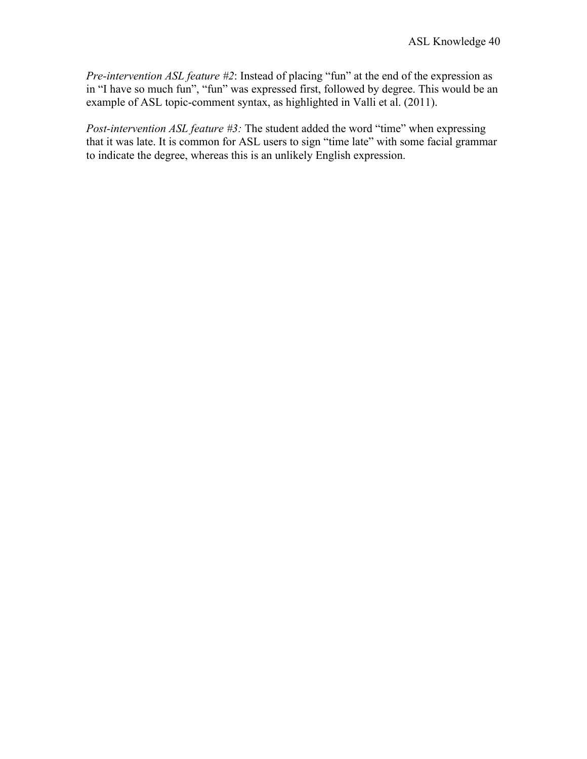*Pre-intervention ASL feature #2*: Instead of placing "fun" at the end of the expression as in "I have so much fun", "fun" was expressed first, followed by degree. This would be an example of ASL topic-comment syntax, as highlighted in Valli et al. (2011).

*Post-intervention ASL feature #3:* The student added the word "time" when expressing that it was late. It is common for ASL users to sign "time late" with some facial grammar to indicate the degree, whereas this is an unlikely English expression.